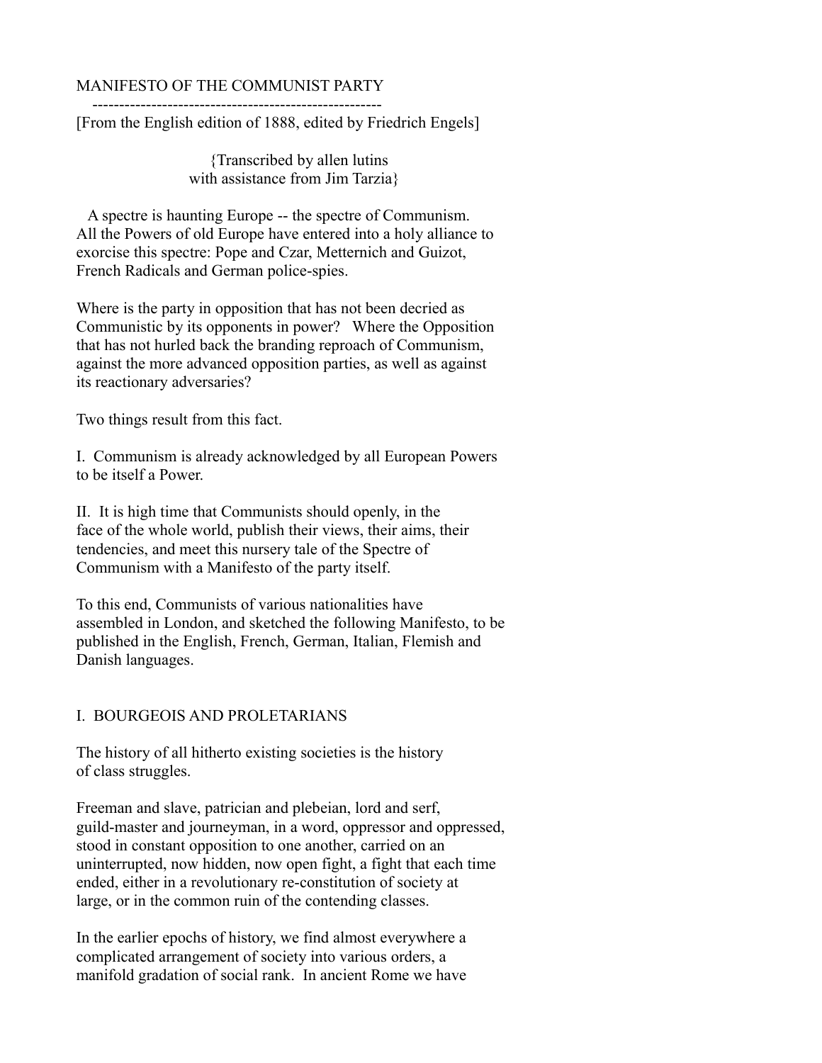# MANIFESTO OF THE COMMUNIST PARTY

---

[From the English edition of 1888, edited by Friedrich Engels]

{Transcribed by allen lutins
with assistance from Jim Tarzia}

A spectre is haunting Europe -- the spectre of Communism. All the Powers of old Europe have entered into a holy alliance to exorcise this spectre: Pope and Czar, Metternich and Guizot, French Radicals and German police-spies.

Where is the party in opposition that has not been decried as Communistic by its opponents in power? Where the Opposition that has not hurled back the branding reproach of Communism, against the more advanced opposition parties, as well as against its reactionary adversaries?

Two things result from this fact.

I. Communism is already acknowledged by all European Powers to be itself a Power.

II. It is high time that Communists should openly, in the face of the whole world, publish their views, their aims, their tendencies, and meet this nursery tale of the Spectre of Communism with a Manifesto of the party itself.

To this end, Communists of various nationalities have assembled in London, and sketched the following Manifesto, to be published in the English, French, German, Italian, Flemish and Danish languages.

## I. BOURGEOIS AND PROLETARIANS

The history of all hitherto existing societies is the history of class struggles.

Freeman and slave, patrician and plebeian, lord and serf, guild-master and journeyman, in a word, oppressor and oppressed, stood in constant opposition to one another, carried on an uninterrupted, now hidden, now open fight, a fight that each time ended, either in a revolutionary re-constitution of society at large, or in the common ruin of the contending classes.

In the earlier epochs of history, we find almost everywhere a complicated arrangement of society into various orders, a manifold gradation of social rank. In ancient Rome we have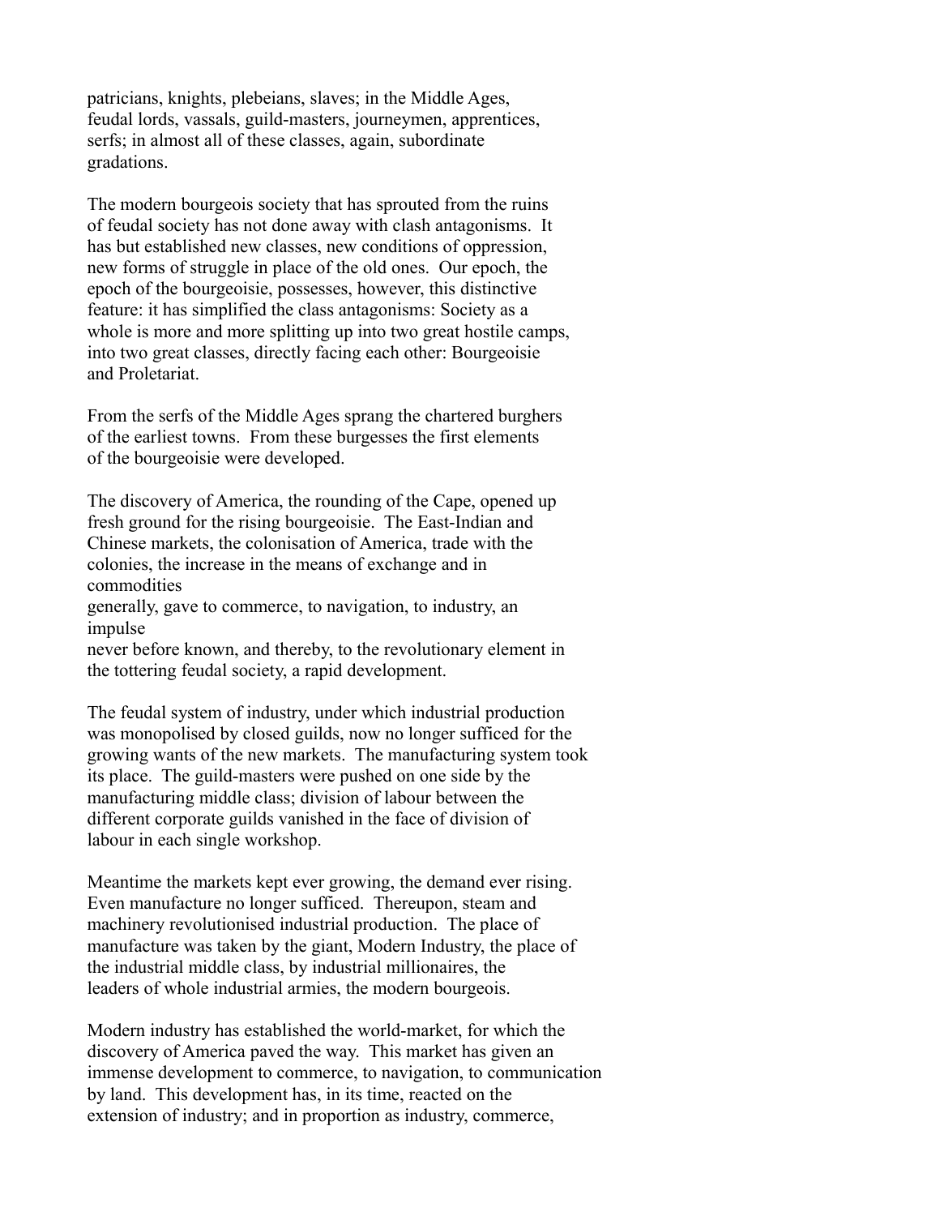patricians, knights, plebeians, slaves; in the Middle Ages, feudal lords, vassals, guild-masters, journeymen, apprentices, serfs; in almost all of these classes, again, subordinate gradations.

The modern bourgeois society that has sprouted from the ruins of feudal society has not done away with clash antagonisms. It has but established new classes, new conditions of oppression, new forms of struggle in place of the old ones. Our epoch, the epoch of the bourgeoisie, possesses, however, this distinctive feature: it has simplified the class antagonisms: Society as a whole is more and more splitting up into two great hostile camps, into two great classes, directly facing each other: Bourgeoisie and Proletariat.

From the serfs of the Middle Ages sprang the chartered burghers of the earliest towns. From these burgesses the first elements of the bourgeoisie were developed.

The discovery of America, the rounding of the Cape, opened up fresh ground for the rising bourgeoisie. The East-Indian and Chinese markets, the colonisation of America, trade with the colonies, the increase in the means of exchange and in commodities generally, gave to commerce, to navigation, to industry, an impulse never before known, and thereby, to the revolutionary element in the tottering feudal society, a rapid development.

The feudal system of industry, under which industrial production was monopolised by closed guilds, now no longer sufficed for the growing wants of the new markets. The manufacturing system took its place. The guild-masters were pushed on one side by the manufacturing middle class; division of labour between the different corporate guilds vanished in the face of division of labour in each single workshop.

Meantime the markets kept ever growing, the demand ever rising. Even manufacture no longer sufficed. Thereupon, steam and machinery revolutionised industrial production. The place of manufacture was taken by the giant, Modern Industry, the place of the industrial middle class, by industrial millionaires, the leaders of whole industrial armies, the modern bourgeois.

Modern industry has established the world-market, for which the discovery of America paved the way. This market has given an immense development to commerce, to navigation, to communication by land. This development has, in its time, reacted on the extension of industry; and in proportion as industry, commerce,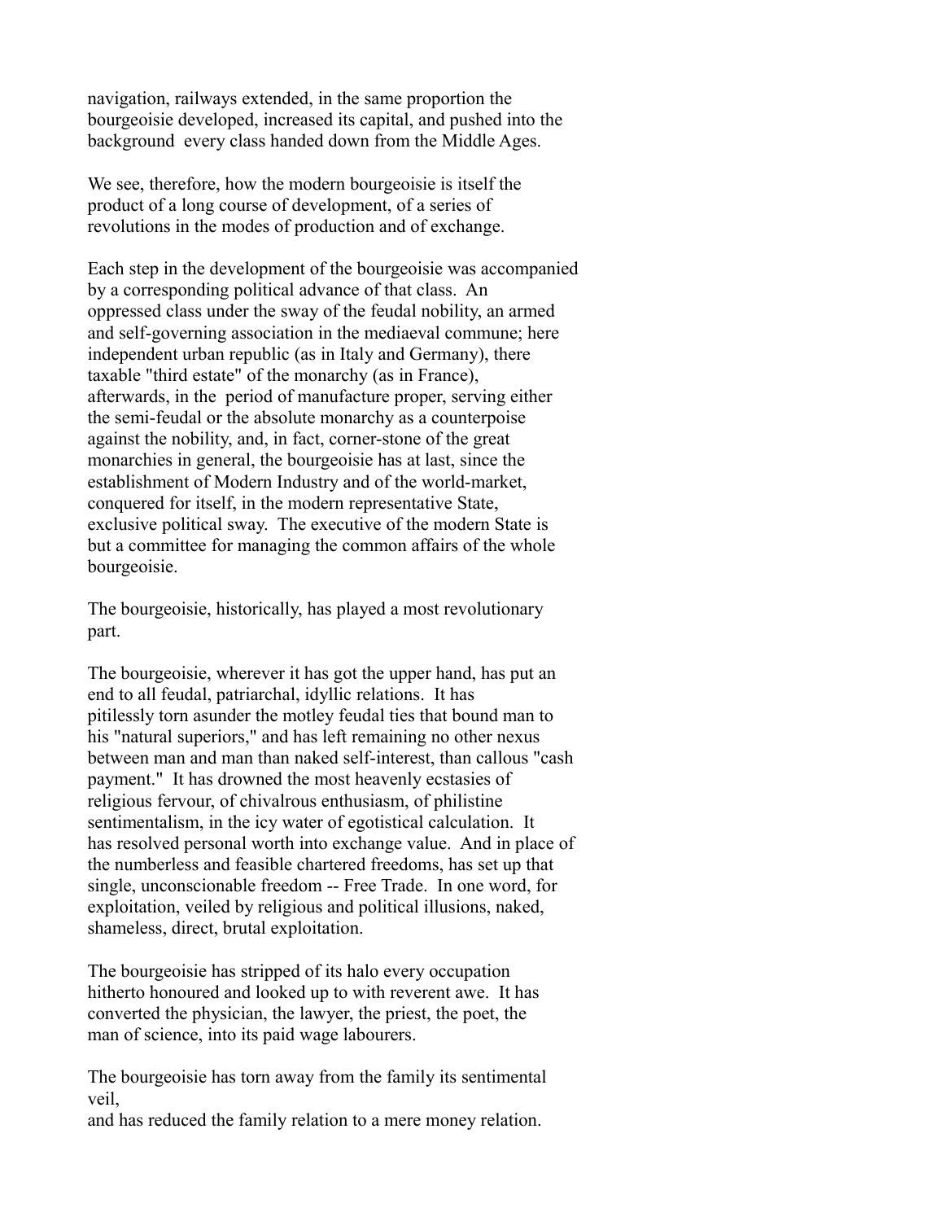navigation, railways extended, in the same proportion the bourgeoisie developed, increased its capital, and pushed into the background every class handed down from the Middle Ages.

We see, therefore, how the modern bourgeoisie is itself the product of a long course of development, of a series of revolutions in the modes of production and of exchange.

Each step in the development of the bourgeoisie was accompanied by a corresponding political advance of that class. An oppressed class under the sway of the feudal nobility, an armed and self-governing association in the mediaeval commune; here independent urban republic (as in Italy and Germany), there taxable "third estate" of the monarchy (as in France), afterwards, in the period of manufacture proper, serving either the semi-feudal or the absolute monarchy as a counterpoise against the nobility, and, in fact, corner-stone of the great monarchies in general, the bourgeoisie has at last, since the establishment of Modern Industry and of the world-market, conquered for itself, in the modern representative State, exclusive political sway. The executive of the modern State is but a committee for managing the common affairs of the whole bourgeoisie.

The bourgeoisie, historically, has played a most revolutionary part.

The bourgeoisie, wherever it has got the upper hand, has put an end to all feudal, patriarchal, idyllic relations. It has pitilessly torn asunder the motley feudal ties that bound man to his "natural superiors," and has left remaining no other nexus between man and man than naked self-interest, than callous "cash payment." It has drowned the most heavenly ecstasies of religious fervour, of chivalrous enthusiasm, of philistine sentimentalism, in the icy water of egotistical calculation. It has resolved personal worth into exchange value. And in place of the numberless and feasible chartered freedoms, has set up that single, unconscionable freedom -- Free Trade. In one word, for exploitation, veiled by religious and political illusions, naked, shameless, direct, brutal exploitation.

The bourgeoisie has stripped of its halo every occupation hitherto honoured and looked up to with reverent awe. It has converted the physician, the lawyer, the priest, the poet, the man of science, into its paid wage labourers.

The bourgeoisie has torn away from the family its sentimental veil,
and has reduced the family relation to a mere money relation.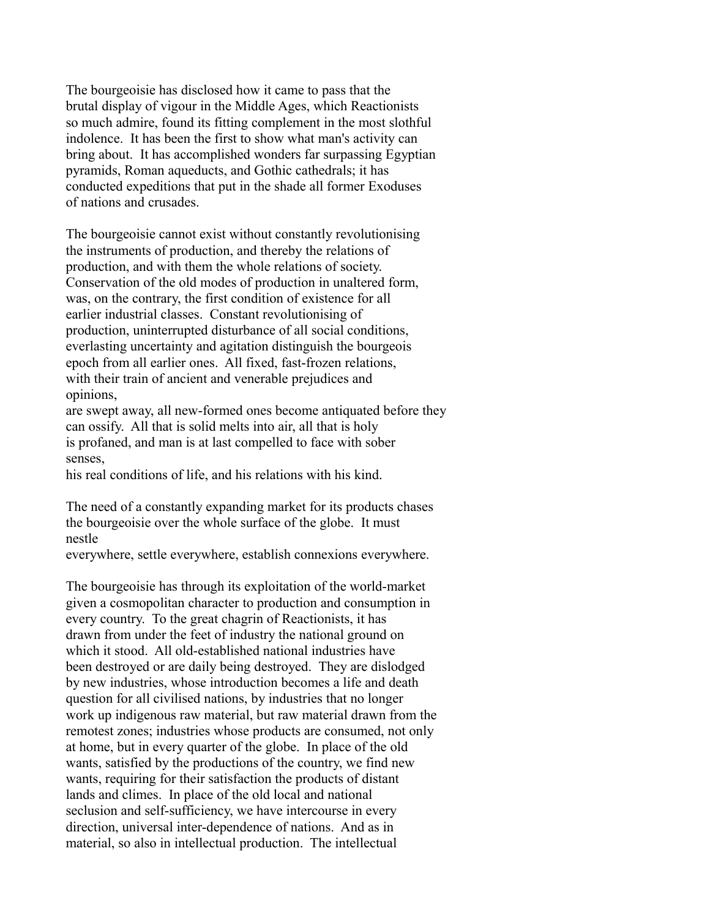The bourgeoisie has disclosed how it came to pass that the brutal display of vigour in the Middle Ages, which Reactionists so much admire, found its fitting complement in the most slothful indolence. It has been the first to show what man's activity can bring about. It has accomplished wonders far surpassing Egyptian pyramids, Roman aqueducts, and Gothic cathedrals; it has conducted expeditions that put in the shade all former Exoduses of nations and crusades.

The bourgeoisie cannot exist without constantly revolutionising the instruments of production, and thereby the relations of production, and with them the whole relations of society. Conservation of the old modes of production in unaltered form, was, on the contrary, the first condition of existence for all earlier industrial classes. Constant revolutionising of production, uninterrupted disturbance of all social conditions, everlasting uncertainty and agitation distinguish the bourgeois epoch from all earlier ones. All fixed, fast-frozen relations, with their train of ancient and venerable prejudices and opinions, are swept away, all new-formed ones become antiquated before they can ossify. All that is solid melts into air, all that is holy is profaned, and man is at last compelled to face with sober senses, his real conditions of life, and his relations with his kind.

The need of a constantly expanding market for its products chases the bourgeoisie over the whole surface of the globe. It must nestle everywhere, settle everywhere, establish connexions everywhere.

The bourgeoisie has through its exploitation of the world-market given a cosmopolitan character to production and consumption in every country. To the great chagrin of Reactionists, it has drawn from under the feet of industry the national ground on which it stood. All old-established national industries have been destroyed or are daily being destroyed. They are dislodged by new industries, whose introduction becomes a life and death question for all civilised nations, by industries that no longer work up indigenous raw material, but raw material drawn from the remotest zones; industries whose products are consumed, not only at home, but in every quarter of the globe. In place of the old wants, satisfied by the productions of the country, we find new wants, requiring for their satisfaction the products of distant lands and climes. In place of the old local and national seclusion and self-sufficiency, we have intercourse in every direction, universal inter-dependence of nations. And as in material, so also in intellectual production. The intellectual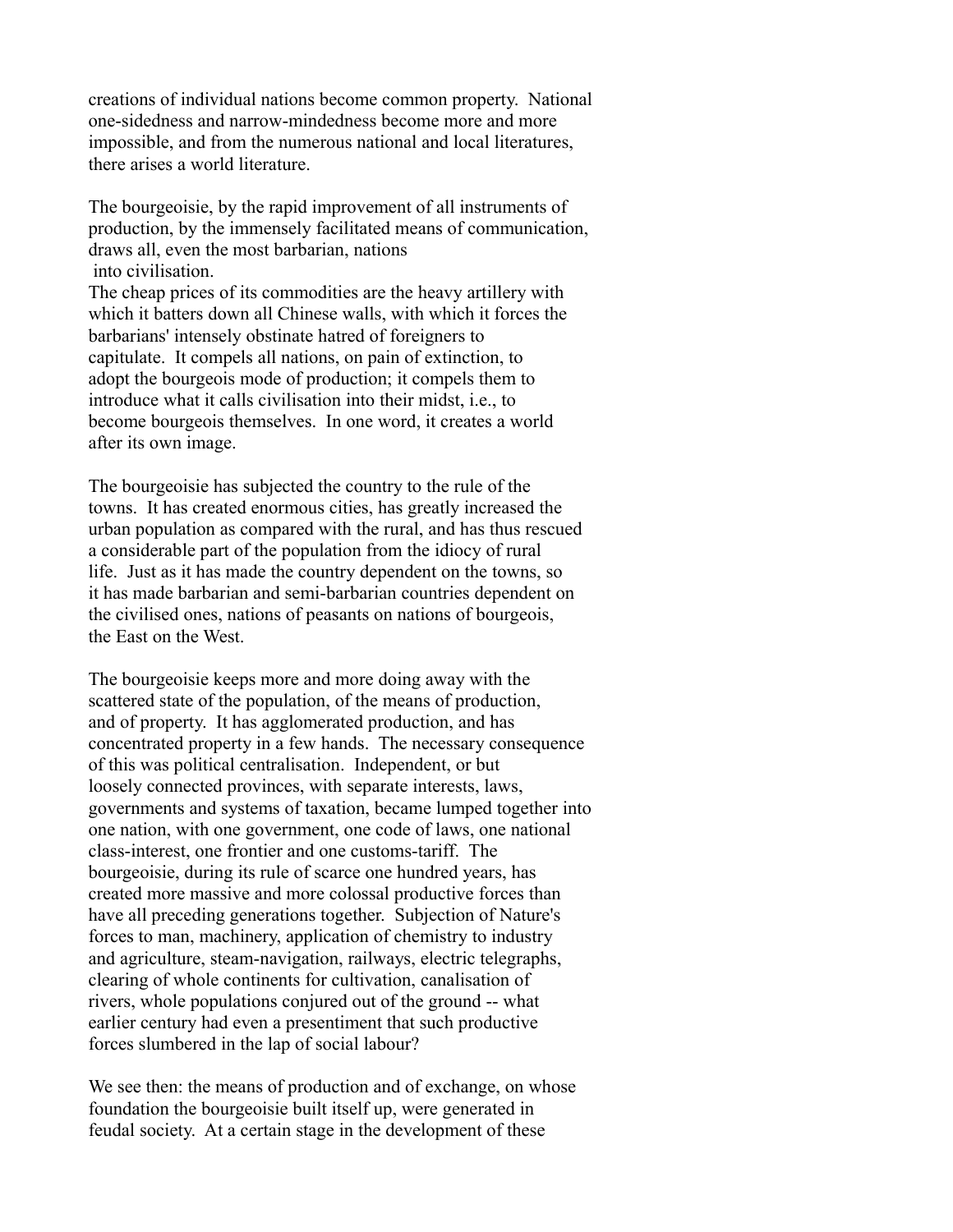creations of individual nations become common property. National one-sidedness and narrow-mindedness become more and more impossible, and from the numerous national and local literatures, there arises a world literature.

The bourgeoisie, by the rapid improvement of all instruments of production, by the immensely facilitated means of communication, draws all, even the most barbarian, nations into civilisation.
The cheap prices of its commodities are the heavy artillery with which it batters down all Chinese walls, with which it forces the barbarians' intensely obstinate hatred of foreigners to capitulate. It compels all nations, on pain of extinction, to adopt the bourgeois mode of production; it compels them to introduce what it calls civilisation into their midst, i.e., to become bourgeois themselves. In one word, it creates a world after its own image.

The bourgeoisie has subjected the country to the rule of the towns. It has created enormous cities, has greatly increased the urban population as compared with the rural, and has thus rescued a considerable part of the population from the idiocy of rural life. Just as it has made the country dependent on the towns, so it has made barbarian and semi-barbarian countries dependent on the civilised ones, nations of peasants on nations of bourgeois, the East on the West.

The bourgeoisie keeps more and more doing away with the scattered state of the population, of the means of production, and of property. It has agglomerated production, and has concentrated property in a few hands. The necessary consequence of this was political centralisation. Independent, or but loosely connected provinces, with separate interests, laws, governments and systems of taxation, became lumped together into one nation, with one government, one code of laws, one national class-interest, one frontier and one customs-tariff. The bourgeoisie, during its rule of scarce one hundred years, has created more massive and more colossal productive forces than have all preceding generations together. Subjection of Nature's forces to man, machinery, application of chemistry to industry and agriculture, steam-navigation, railways, electric telegraphs, clearing of whole continents for cultivation, canalisation of rivers, whole populations conjured out of the ground -- what earlier century had even a presentiment that such productive forces slumbered in the lap of social labour?

We see then: the means of production and of exchange, on whose foundation the bourgeoisie built itself up, were generated in feudal society. At a certain stage in the development of these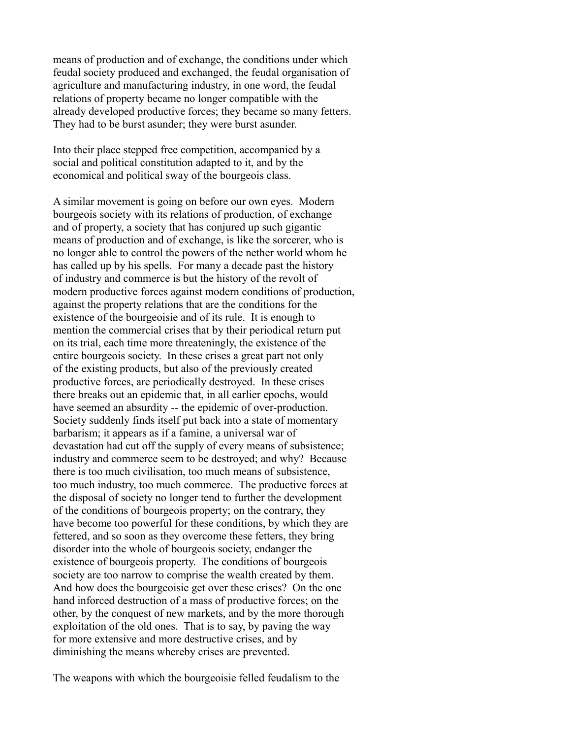means of production and of exchange, the conditions under which feudal society produced and exchanged, the feudal organisation of agriculture and manufacturing industry, in one word, the feudal relations of property became no longer compatible with the already developed productive forces; they became so many fetters. They had to be burst asunder; they were burst asunder.

Into their place stepped free competition, accompanied by a social and political constitution adapted to it, and by the economical and political sway of the bourgeois class.

A similar movement is going on before our own eyes. Modern bourgeois society with its relations of production, of exchange and of property, a society that has conjured up such gigantic means of production and of exchange, is like the sorcerer, who is no longer able to control the powers of the nether world whom he has called up by his spells. For many a decade past the history of industry and commerce is but the history of the revolt of modern productive forces against modern conditions of production, against the property relations that are the conditions for the existence of the bourgeoisie and of its rule. It is enough to mention the commercial crises that by their periodical return put on its trial, each time more threateningly, the existence of the entire bourgeois society. In these crises a great part not only of the existing products, but also of the previously created productive forces, are periodically destroyed. In these crises there breaks out an epidemic that, in all earlier epochs, would have seemed an absurdity -- the epidemic of over-production. Society suddenly finds itself put back into a state of momentary barbarism; it appears as if a famine, a universal war of devastation had cut off the supply of every means of subsistence; industry and commerce seem to be destroyed; and why? Because there is too much civilisation, too much means of subsistence, too much industry, too much commerce. The productive forces at the disposal of society no longer tend to further the development of the conditions of bourgeois property; on the contrary, they have become too powerful for these conditions, by which they are fettered, and so soon as they overcome these fetters, they bring disorder into the whole of bourgeois society, endanger the existence of bourgeois property. The conditions of bourgeois society are too narrow to comprise the wealth created by them. And how does the bourgeoisie get over these crises? On the one hand inforced destruction of a mass of productive forces; on the other, by the conquest of new markets, and by the more thorough exploitation of the old ones. That is to say, by paving the way for more extensive and more destructive crises, and by diminishing the means whereby crises are prevented.

The weapons with which the bourgeoisie felled feudalism to the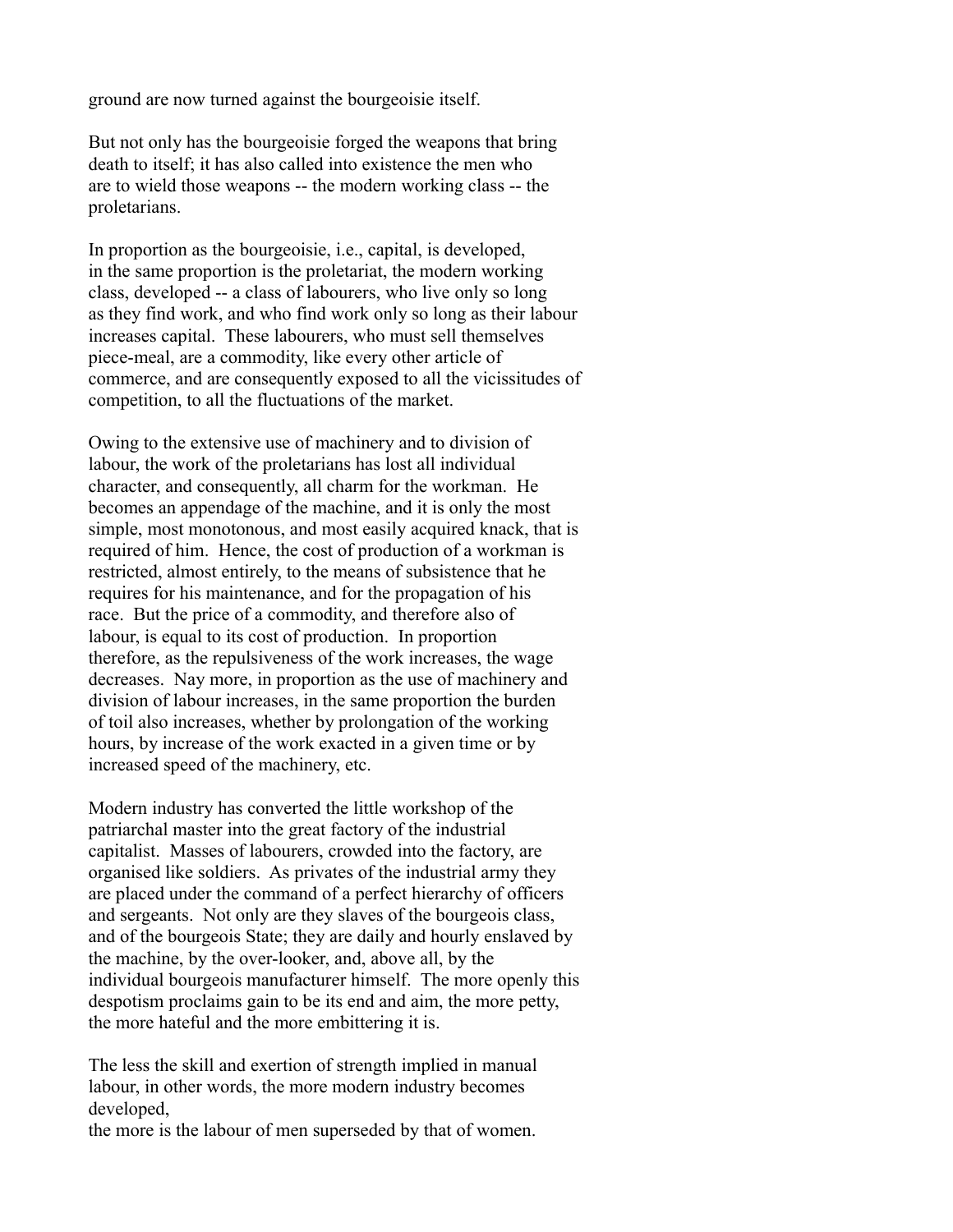ground are now turned against the bourgeoisie itself.

But not only has the bourgeoisie forged the weapons that bring death to itself; it has also called into existence the men who are to wield those weapons -- the modern working class -- the proletarians.

In proportion as the bourgeoisie, i.e., capital, is developed, in the same proportion is the proletariat, the modern working class, developed -- a class of labourers, who live only so long as they find work, and who find work only so long as their labour increases capital. These labourers, who must sell themselves piece-meal, are a commodity, like every other article of commerce, and are consequently exposed to all the vicissitudes of competition, to all the fluctuations of the market.

Owing to the extensive use of machinery and to division of labour, the work of the proletarians has lost all individual character, and consequently, all charm for the workman. He becomes an appendage of the machine, and it is only the most simple, most monotonous, and most easily acquired knack, that is required of him. Hence, the cost of production of a workman is restricted, almost entirely, to the means of subsistence that he requires for his maintenance, and for the propagation of his race. But the price of a commodity, and therefore also of labour, is equal to its cost of production. In proportion therefore, as the repulsiveness of the work increases, the wage decreases. Nay more, in proportion as the use of machinery and division of labour increases, in the same proportion the burden of toil also increases, whether by prolongation of the working hours, by increase of the work exacted in a given time or by increased speed of the machinery, etc.

Modern industry has converted the little workshop of the patriarchal master into the great factory of the industrial capitalist. Masses of labourers, crowded into the factory, are organised like soldiers. As privates of the industrial army they are placed under the command of a perfect hierarchy of officers and sergeants. Not only are they slaves of the bourgeois class, and of the bourgeois State; they are daily and hourly enslaved by the machine, by the over-looker, and, above all, by the individual bourgeois manufacturer himself. The more openly this despotism proclaims gain to be its end and aim, the more petty, the more hateful and the more embittering it is.

The less the skill and exertion of strength implied in manual labour, in other words, the more modern industry becomes developed,
the more is the labour of men superseded by that of women.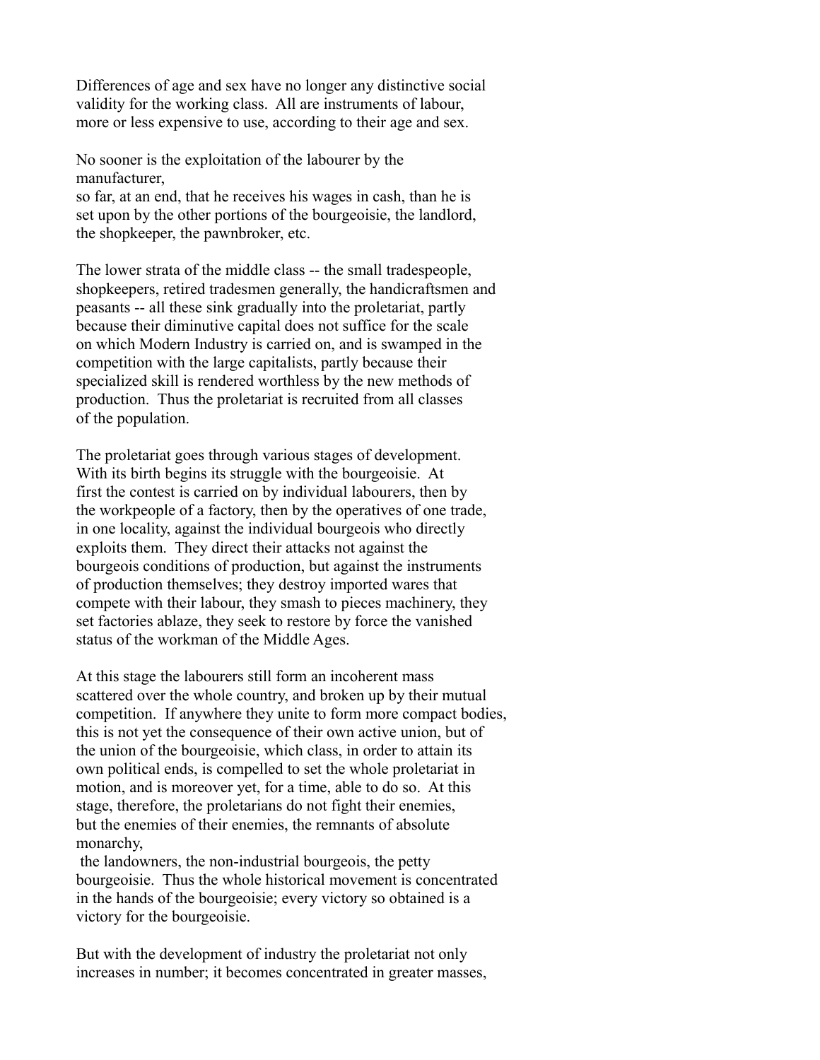Differences of age and sex have no longer any distinctive social validity for the working class. All are instruments of labour, more or less expensive to use, according to their age and sex.

No sooner is the exploitation of the labourer by the manufacturer, so far, at an end, that he receives his wages in cash, than he is set upon by the other portions of the bourgeoisie, the landlord, the shopkeeper, the pawnbroker, etc.

The lower strata of the middle class -- the small tradespeople, shopkeepers, retired tradesmen generally, the handicraftsmen and peasants -- all these sink gradually into the proletariat, partly because their diminutive capital does not suffice for the scale on which Modern Industry is carried on, and is swamped in the competition with the large capitalists, partly because their specialized skill is rendered worthless by the new methods of production. Thus the proletariat is recruited from all classes of the population.

The proletariat goes through various stages of development. With its birth begins its struggle with the bourgeoisie. At first the contest is carried on by individual labourers, then by the workpeople of a factory, then by the operatives of one trade, in one locality, against the individual bourgeois who directly exploits them. They direct their attacks not against the bourgeois conditions of production, but against the instruments of production themselves; they destroy imported wares that compete with their labour, they smash to pieces machinery, they set factories ablaze, they seek to restore by force the vanished status of the workman of the Middle Ages.

At this stage the labourers still form an incoherent mass scattered over the whole country, and broken up by their mutual competition. If anywhere they unite to form more compact bodies, this is not yet the consequence of their own active union, but of the union of the bourgeoisie, which class, in order to attain its own political ends, is compelled to set the whole proletariat in motion, and is moreover yet, for a time, able to do so. At this stage, therefore, the proletarians do not fight their enemies, but the enemies of their enemies, the remnants of absolute monarchy, the landowners, the non-industrial bourgeois, the petty bourgeoisie. Thus the whole historical movement is concentrated in the hands of the bourgeoisie; every victory so obtained is a victory for the bourgeoisie.

But with the development of industry the proletariat not only increases in number; it becomes concentrated in greater masses,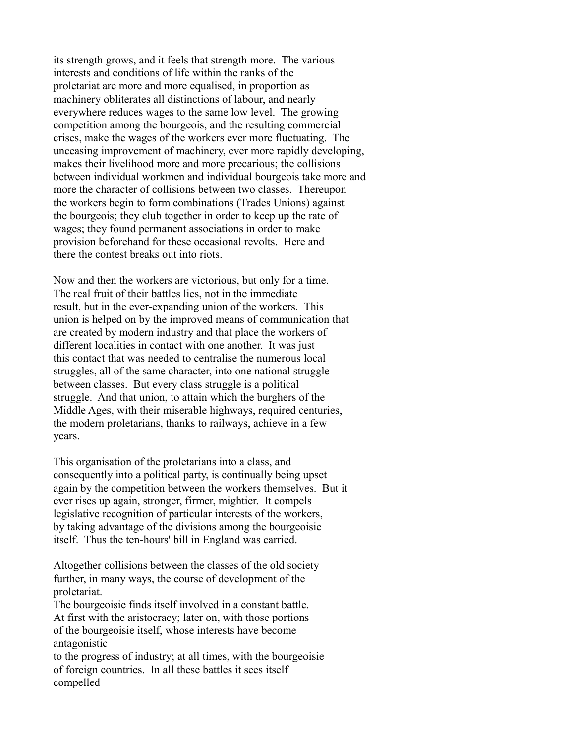its strength grows, and it feels that strength more. The various interests and conditions of life within the ranks of the proletariat are more and more equalised, in proportion as machinery obliterates all distinctions of labour, and nearly everywhere reduces wages to the same low level. The growing competition among the bourgeois, and the resulting commercial crises, make the wages of the workers ever more fluctuating. The unceasing improvement of machinery, ever more rapidly developing, makes their livelihood more and more precarious; the collisions between individual workmen and individual bourgeois take more and more the character of collisions between two classes. Thereupon the workers begin to form combinations (Trades Unions) against the bourgeois; they club together in order to keep up the rate of wages; they found permanent associations in order to make provision beforehand for these occasional revolts. Here and there the contest breaks out into riots.

Now and then the workers are victorious, but only for a time. The real fruit of their battles lies, not in the immediate result, but in the ever-expanding union of the workers. This union is helped on by the improved means of communication that are created by modern industry and that place the workers of different localities in contact with one another. It was just this contact that was needed to centralise the numerous local struggles, all of the same character, into one national struggle between classes. But every class struggle is a political struggle. And that union, to attain which the burghers of the Middle Ages, with their miserable highways, required centuries, the modern proletarians, thanks to railways, achieve in a few years.

This organisation of the proletarians into a class, and consequently into a political party, is continually being upset again by the competition between the workers themselves. But it ever rises up again, stronger, firmer, mightier. It compels legislative recognition of particular interests of the workers, by taking advantage of the divisions among the bourgeoisie itself. Thus the ten-hours' bill in England was carried.

Altogether collisions between the classes of the old society further, in many ways, the course of development of the proletariat.
The bourgeoisie finds itself involved in a constant battle. At first with the aristocracy; later on, with those portions of the bourgeoisie itself, whose interests have become antagonistic
to the progress of industry; at all times, with the bourgeoisie of foreign countries. In all these battles it sees itself compelled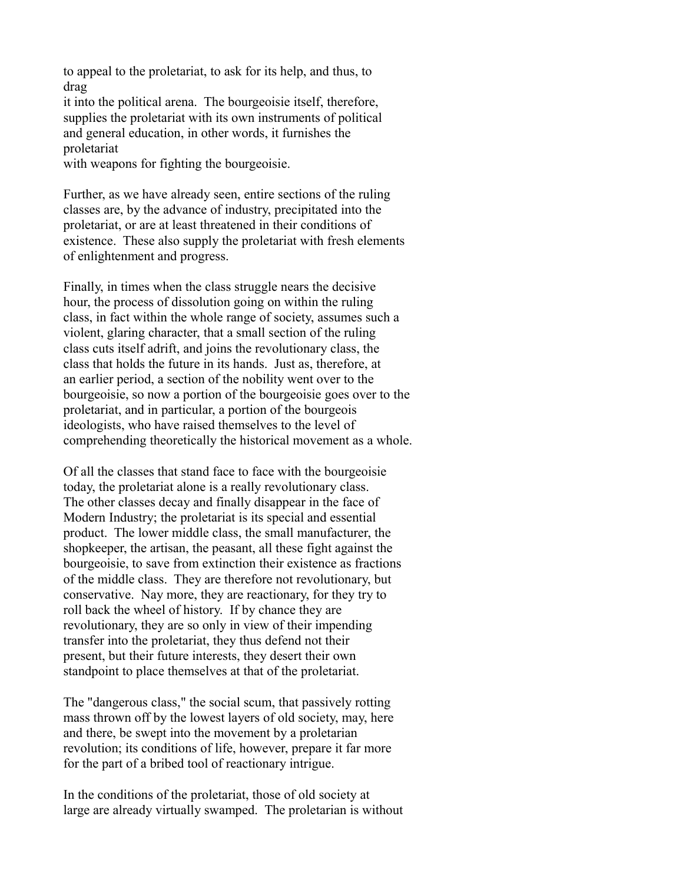to appeal to the proletariat, to ask for its help, and thus, to drag it into the political arena. The bourgeoisie itself, therefore, supplies the proletariat with its own instruments of political and general education, in other words, it furnishes the proletariat with weapons for fighting the bourgeoisie.

Further, as we have already seen, entire sections of the ruling classes are, by the advance of industry, precipitated into the proletariat, or are at least threatened in their conditions of existence. These also supply the proletariat with fresh elements of enlightenment and progress.

Finally, in times when the class struggle nears the decisive hour, the process of dissolution going on within the ruling class, in fact within the whole range of society, assumes such a violent, glaring character, that a small section of the ruling class cuts itself adrift, and joins the revolutionary class, the class that holds the future in its hands. Just as, therefore, at an earlier period, a section of the nobility went over to the bourgeoisie, so now a portion of the bourgeoisie goes over to the proletariat, and in particular, a portion of the bourgeois ideologists, who have raised themselves to the level of comprehending theoretically the historical movement as a whole.

Of all the classes that stand face to face with the bourgeoisie today, the proletariat alone is a really revolutionary class. The other classes decay and finally disappear in the face of Modern Industry; the proletariat is its special and essential product. The lower middle class, the small manufacturer, the shopkeeper, the artisan, the peasant, all these fight against the bourgeoisie, to save from extinction their existence as fractions of the middle class. They are therefore not revolutionary, but conservative. Nay more, they are reactionary, for they try to roll back the wheel of history. If by chance they are revolutionary, they are so only in view of their impending transfer into the proletariat, they thus defend not their present, but their future interests, they desert their own standpoint to place themselves at that of the proletariat.

The "dangerous class," the social scum, that passively rotting mass thrown off by the lowest layers of old society, may, here and there, be swept into the movement by a proletarian revolution; its conditions of life, however, prepare it far more for the part of a bribed tool of reactionary intrigue.

In the conditions of the proletariat, those of old society at large are already virtually swamped. The proletarian is without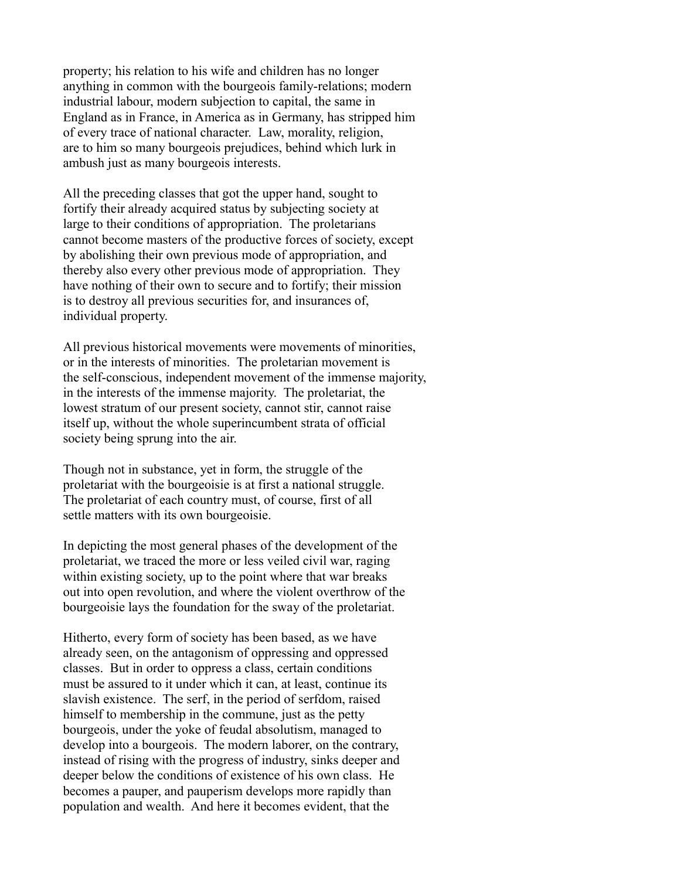property; his relation to his wife and children has no longer anything in common with the bourgeois family-relations; modern industrial labour, modern subjection to capital, the same in England as in France, in America as in Germany, has stripped him of every trace of national character. Law, morality, religion, are to him so many bourgeois prejudices, behind which lurk in ambush just as many bourgeois interests.

All the preceding classes that got the upper hand, sought to fortify their already acquired status by subjecting society at large to their conditions of appropriation. The proletarians cannot become masters of the productive forces of society, except by abolishing their own previous mode of appropriation, and thereby also every other previous mode of appropriation. They have nothing of their own to secure and to fortify; their mission is to destroy all previous securities for, and insurances of, individual property.

All previous historical movements were movements of minorities, or in the interests of minorities. The proletarian movement is the self-conscious, independent movement of the immense majority, in the interests of the immense majority. The proletariat, the lowest stratum of our present society, cannot stir, cannot raise itself up, without the whole superincumbent strata of official society being sprung into the air.

Though not in substance, yet in form, the struggle of the proletariat with the bourgeoisie is at first a national struggle. The proletariat of each country must, of course, first of all settle matters with its own bourgeoisie.

In depicting the most general phases of the development of the proletariat, we traced the more or less veiled civil war, raging within existing society, up to the point where that war breaks out into open revolution, and where the violent overthrow of the bourgeoisie lays the foundation for the sway of the proletariat.

Hitherto, every form of society has been based, as we have already seen, on the antagonism of oppressing and oppressed classes. But in order to oppress a class, certain conditions must be assured to it under which it can, at least, continue its slavish existence. The serf, in the period of serfdom, raised himself to membership in the commune, just as the petty bourgeois, under the yoke of feudal absolutism, managed to develop into a bourgeois. The modern laborer, on the contrary, instead of rising with the progress of industry, sinks deeper and deeper below the conditions of existence of his own class. He becomes a pauper, and pauperism develops more rapidly than population and wealth. And here it becomes evident, that the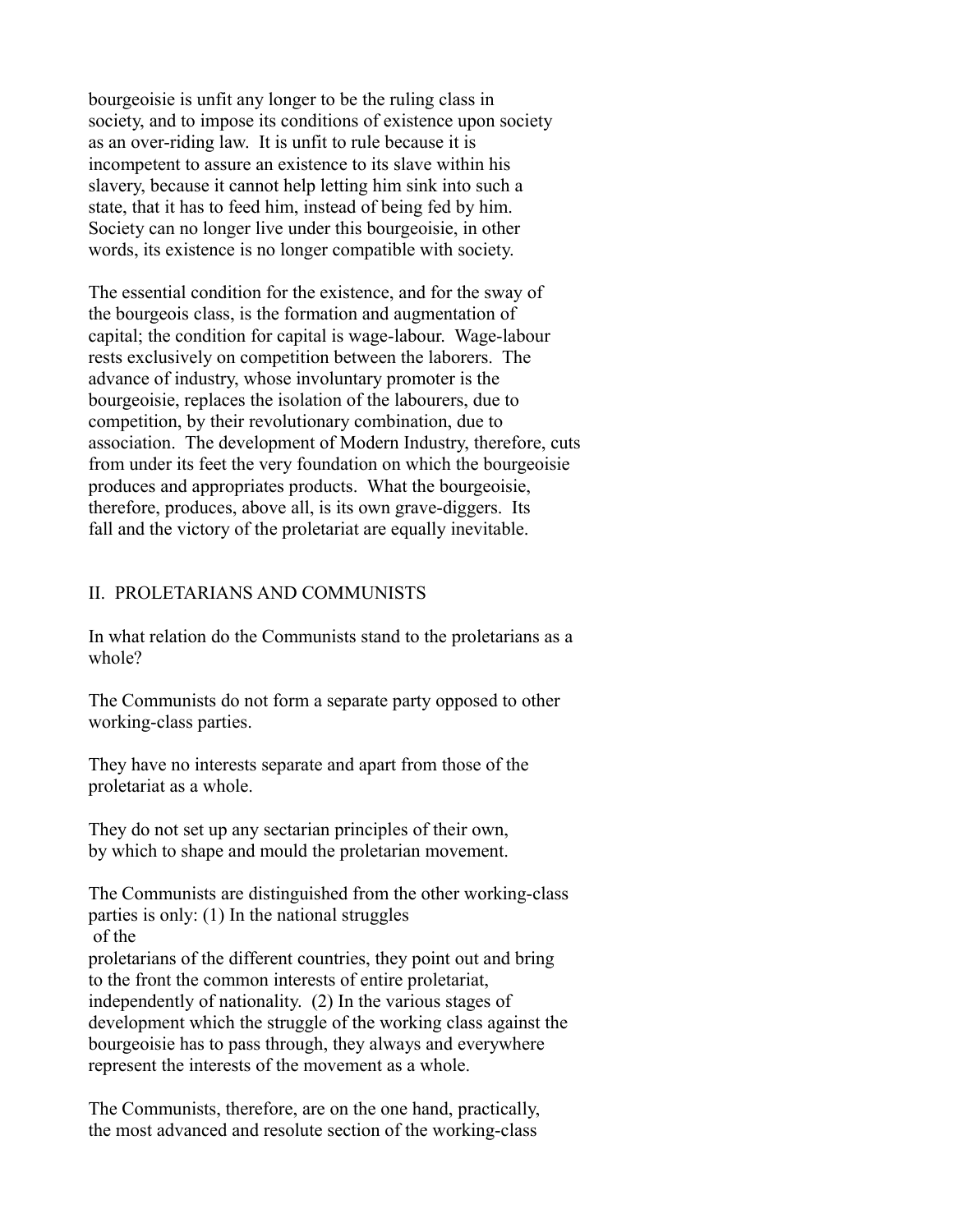bourgeoisie is unfit any longer to be the ruling class in society, and to impose its conditions of existence upon society as an over-riding law. It is unfit to rule because it is incompetent to assure an existence to its slave within his slavery, because it cannot help letting him sink into such a state, that it has to feed him, instead of being fed by him. Society can no longer live under this bourgeoisie, in other words, its existence is no longer compatible with society.

The essential condition for the existence, and for the sway of the bourgeois class, is the formation and augmentation of capital; the condition for capital is wage-labour. Wage-labour rests exclusively on competition between the laborers. The advance of industry, whose involuntary promoter is the bourgeoisie, replaces the isolation of the labourers, due to competition, by their revolutionary combination, due to association. The development of Modern Industry, therefore, cuts from under its feet the very foundation on which the bourgeoisie produces and appropriates products. What the bourgeoisie, therefore, produces, above all, is its own grave-diggers. Its fall and the victory of the proletariat are equally inevitable.

## II. PROLETARIANS AND COMMUNISTS

In what relation do the Communists stand to the proletarians as a whole?

The Communists do not form a separate party opposed to other working-class parties.

They have no interests separate and apart from those of the proletariat as a whole.

They do not set up any sectarian principles of their own, by which to shape and mould the proletarian movement.

The Communists are distinguished from the other working-class parties is only: (1) In the national struggles of the proletarians of the different countries, they point out and bring to the front the common interests of entire proletariat, independently of nationality. (2) In the various stages of development which the struggle of the working class against the bourgeoisie has to pass through, they always and everywhere represent the interests of the movement as a whole.

The Communists, therefore, are on the one hand, practically, the most advanced and resolute section of the working-class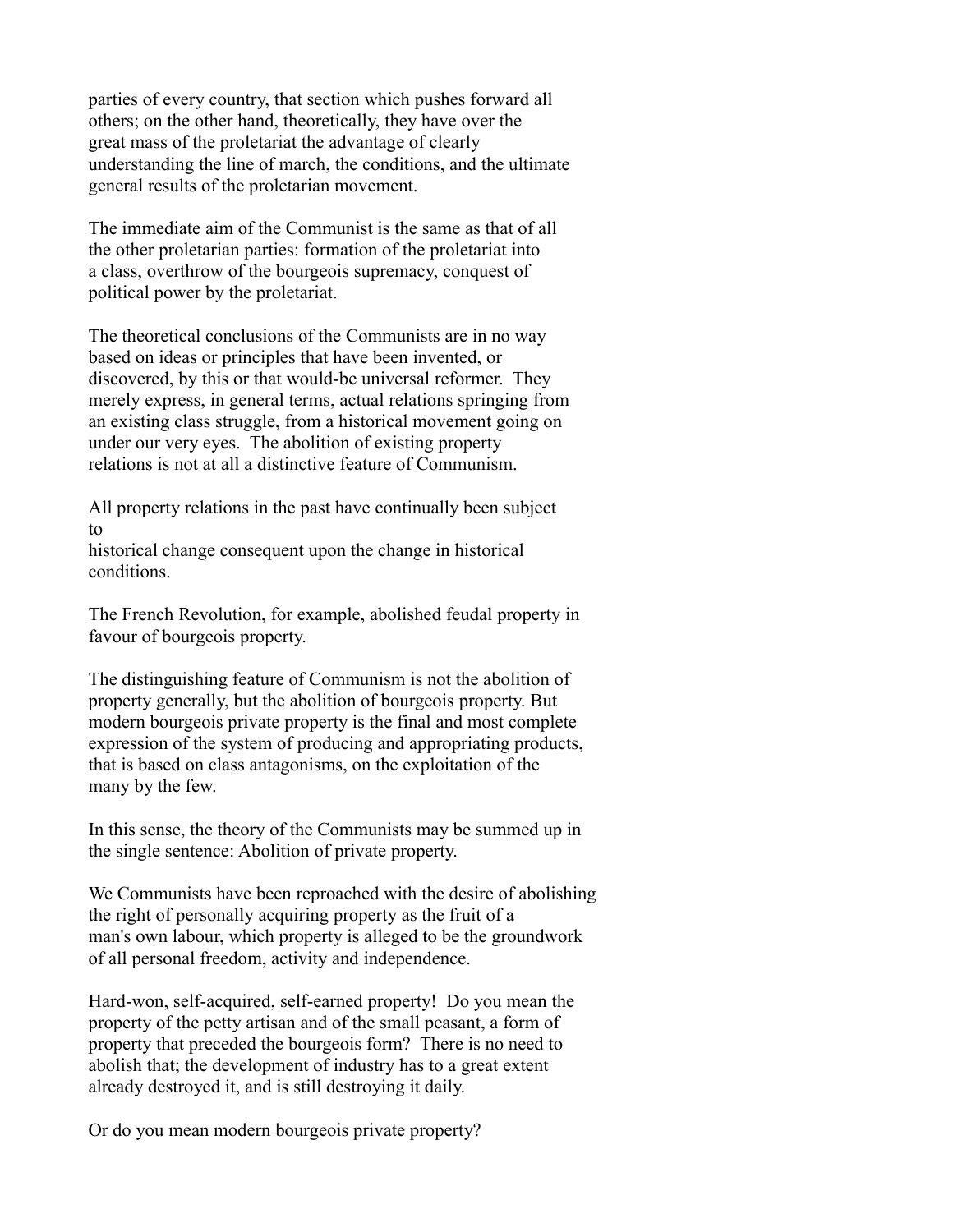parties of every country, that section which pushes forward all others; on the other hand, theoretically, they have over the great mass of the proletariat the advantage of clearly understanding the line of march, the conditions, and the ultimate general results of the proletarian movement.

The immediate aim of the Communist is the same as that of all the other proletarian parties: formation of the proletariat into a class, overthrow of the bourgeois supremacy, conquest of political power by the proletariat.

The theoretical conclusions of the Communists are in no way based on ideas or principles that have been invented, or discovered, by this or that would-be universal reformer. They merely express, in general terms, actual relations springing from an existing class struggle, from a historical movement going on under our very eyes. The abolition of existing property relations is not at all a distinctive feature of Communism.

All property relations in the past have continually been subject to
historical change consequent upon the change in historical conditions.

The French Revolution, for example, abolished feudal property in favour of bourgeois property.

The distinguishing feature of Communism is not the abolition of property generally, but the abolition of bourgeois property. But modern bourgeois private property is the final and most complete expression of the system of producing and appropriating products, that is based on class antagonisms, on the exploitation of the many by the few.

In this sense, the theory of the Communists may be summed up in the single sentence: Abolition of private property.

We Communists have been reproached with the desire of abolishing the right of personally acquiring property as the fruit of a man's own labour, which property is alleged to be the groundwork of all personal freedom, activity and independence.

Hard-won, self-acquired, self-earned property! Do you mean the property of the petty artisan and of the small peasant, a form of property that preceded the bourgeois form? There is no need to abolish that; the development of industry has to a great extent already destroyed it, and is still destroying it daily.

Or do you mean modern bourgeois private property?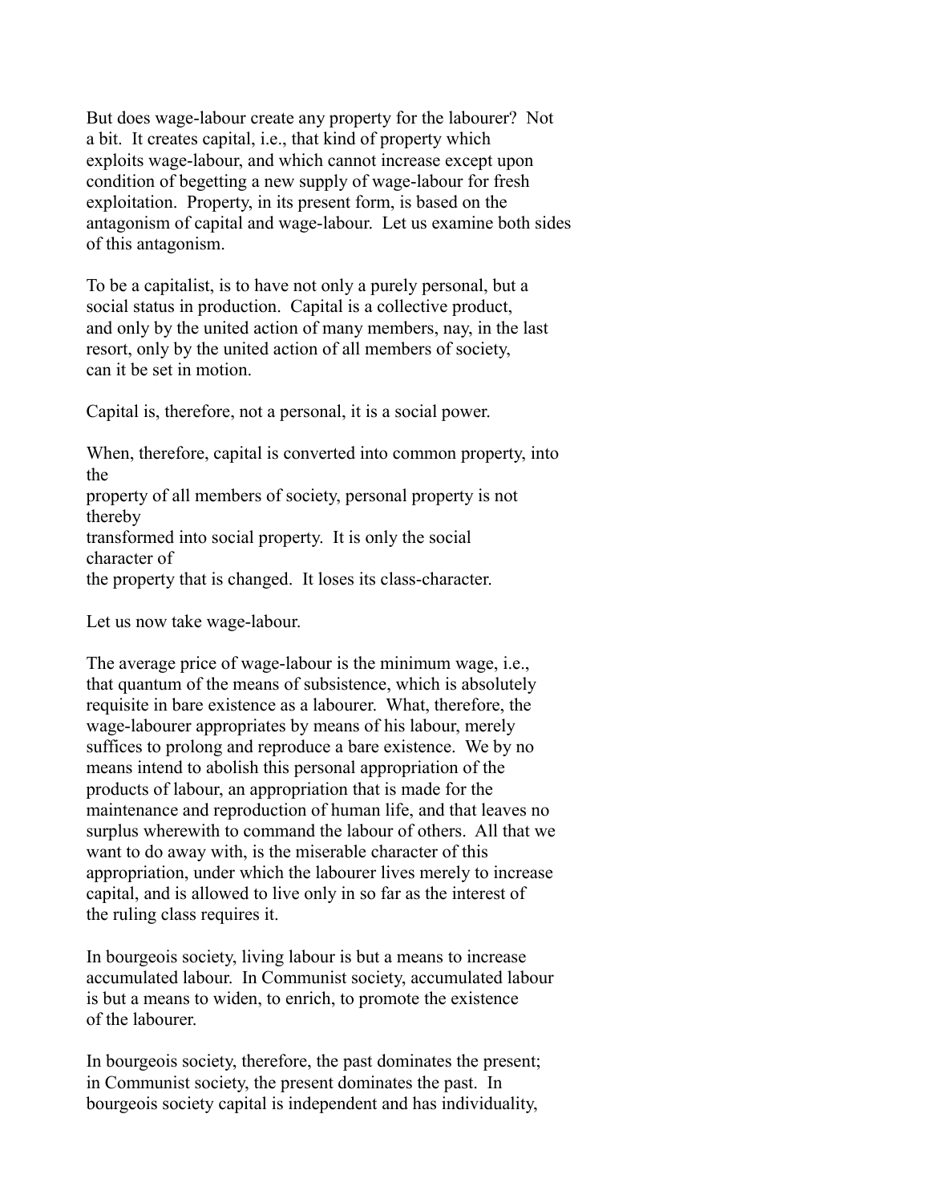But does wage-labour create any property for the labourer? Not a bit. It creates capital, i.e., that kind of property which exploits wage-labour, and which cannot increase except upon condition of begetting a new supply of wage-labour for fresh exploitation. Property, in its present form, is based on the antagonism of capital and wage-labour. Let us examine both sides of this antagonism.

To be a capitalist, is to have not only a purely personal, but a social status in production. Capital is a collective product, and only by the united action of many members, nay, in the last resort, only by the united action of all members of society, can it be set in motion.

Capital is, therefore, not a personal, it is a social power.

When, therefore, capital is converted into common property, into the property of all members of society, personal property is not thereby transformed into social property. It is only the social character of the property that is changed. It loses its class-character.

Let us now take wage-labour.

The average price of wage-labour is the minimum wage, i.e., that quantum of the means of subsistence, which is absolutely requisite in bare existence as a labourer. What, therefore, the wage-labourer appropriates by means of his labour, merely suffices to prolong and reproduce a bare existence. We by no means intend to abolish this personal appropriation of the products of labour, an appropriation that is made for the maintenance and reproduction of human life, and that leaves no surplus wherewith to command the labour of others. All that we want to do away with, is the miserable character of this appropriation, under which the labourer lives merely to increase capital, and is allowed to live only in so far as the interest of the ruling class requires it.

In bourgeois society, living labour is but a means to increase accumulated labour. In Communist society, accumulated labour is but a means to widen, to enrich, to promote the existence of the labourer.

In bourgeois society, therefore, the past dominates the present; in Communist society, the present dominates the past. In bourgeois society capital is independent and has individuality,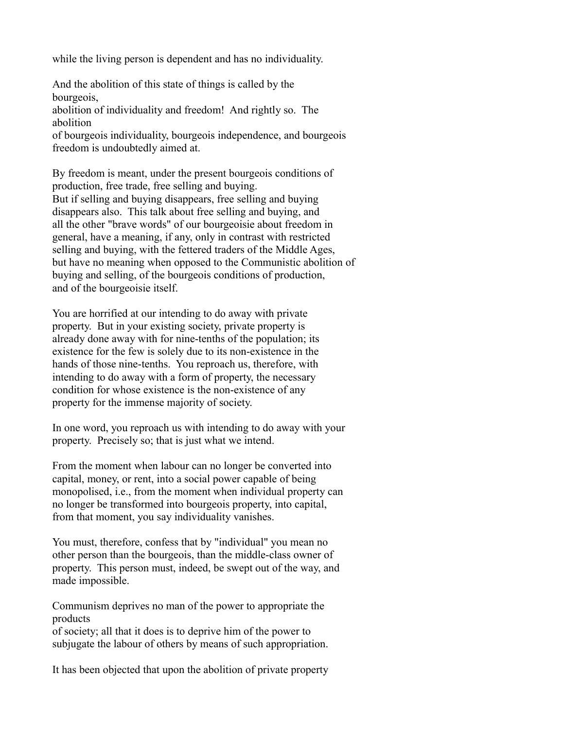while the living person is dependent and has no individuality.

And the abolition of this state of things is called by the bourgeois, abolition of individuality and freedom! And rightly so. The abolition of bourgeois individuality, bourgeois independence, and bourgeois freedom is undoubtedly aimed at.

By freedom is meant, under the present bourgeois conditions of production, free trade, free selling and buying. But if selling and buying disappears, free selling and buying disappears also. This talk about free selling and buying, and all the other "brave words" of our bourgeoisie about freedom in general, have a meaning, if any, only in contrast with restricted selling and buying, with the fettered traders of the Middle Ages, but have no meaning when opposed to the Communistic abolition of buying and selling, of the bourgeois conditions of production, and of the bourgeoisie itself.

You are horrified at our intending to do away with private property. But in your existing society, private property is already done away with for nine-tenths of the population; its existence for the few is solely due to its non-existence in the hands of those nine-tenths. You reproach us, therefore, with intending to do away with a form of property, the necessary condition for whose existence is the non-existence of any property for the immense majority of society.

In one word, you reproach us with intending to do away with your property. Precisely so; that is just what we intend.

From the moment when labour can no longer be converted into capital, money, or rent, into a social power capable of being monopolised, i.e., from the moment when individual property can no longer be transformed into bourgeois property, into capital, from that moment, you say individuality vanishes.

You must, therefore, confess that by "individual" you mean no other person than the bourgeois, than the middle-class owner of property. This person must, indeed, be swept out of the way, and made impossible.

Communism deprives no man of the power to appropriate the products of society; all that it does is to deprive him of the power to subjugate the labour of others by means of such appropriation.

It has been objected that upon the abolition of private property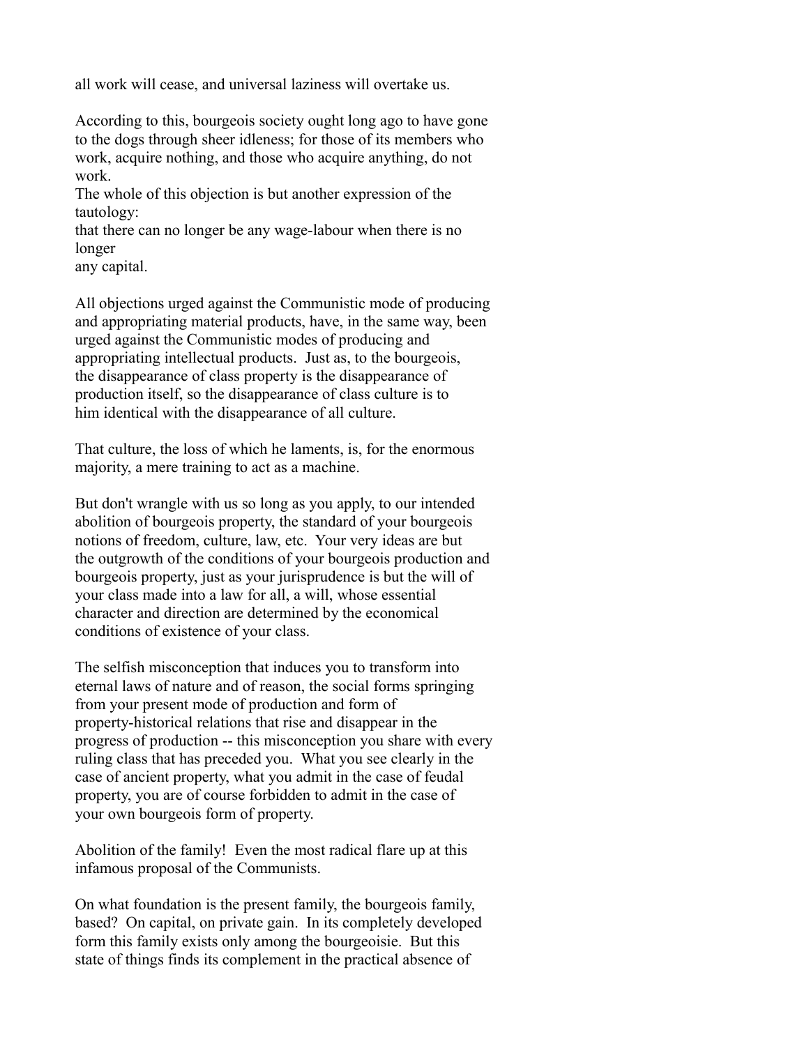all work will cease, and universal laziness will overtake us.

According to this, bourgeois society ought long ago to have gone to the dogs through sheer idleness; for those of its members who work, acquire nothing, and those who acquire anything, do not work.
The whole of this objection is but another expression of the tautology:
that there can no longer be any wage-labour when there is no longer
any capital.

All objections urged against the Communistic mode of producing and appropriating material products, have, in the same way, been urged against the Communistic modes of producing and appropriating intellectual products. Just as, to the bourgeois, the disappearance of class property is the disappearance of production itself, so the disappearance of class culture is to him identical with the disappearance of all culture.

That culture, the loss of which he laments, is, for the enormous majority, a mere training to act as a machine.

But don't wrangle with us so long as you apply, to our intended abolition of bourgeois property, the standard of your bourgeois notions of freedom, culture, law, etc. Your very ideas are but the outgrowth of the conditions of your bourgeois production and bourgeois property, just as your jurisprudence is but the will of your class made into a law for all, a will, whose essential character and direction are determined by the economical conditions of existence of your class.

The selfish misconception that induces you to transform into eternal laws of nature and of reason, the social forms springing from your present mode of production and form of property-historical relations that rise and disappear in the progress of production -- this misconception you share with every ruling class that has preceded you. What you see clearly in the case of ancient property, what you admit in the case of feudal property, you are of course forbidden to admit in the case of your own bourgeois form of property.

Abolition of the family! Even the most radical flare up at this infamous proposal of the Communists.

On what foundation is the present family, the bourgeois family, based? On capital, on private gain. In its completely developed form this family exists only among the bourgeoisie. But this state of things finds its complement in the practical absence of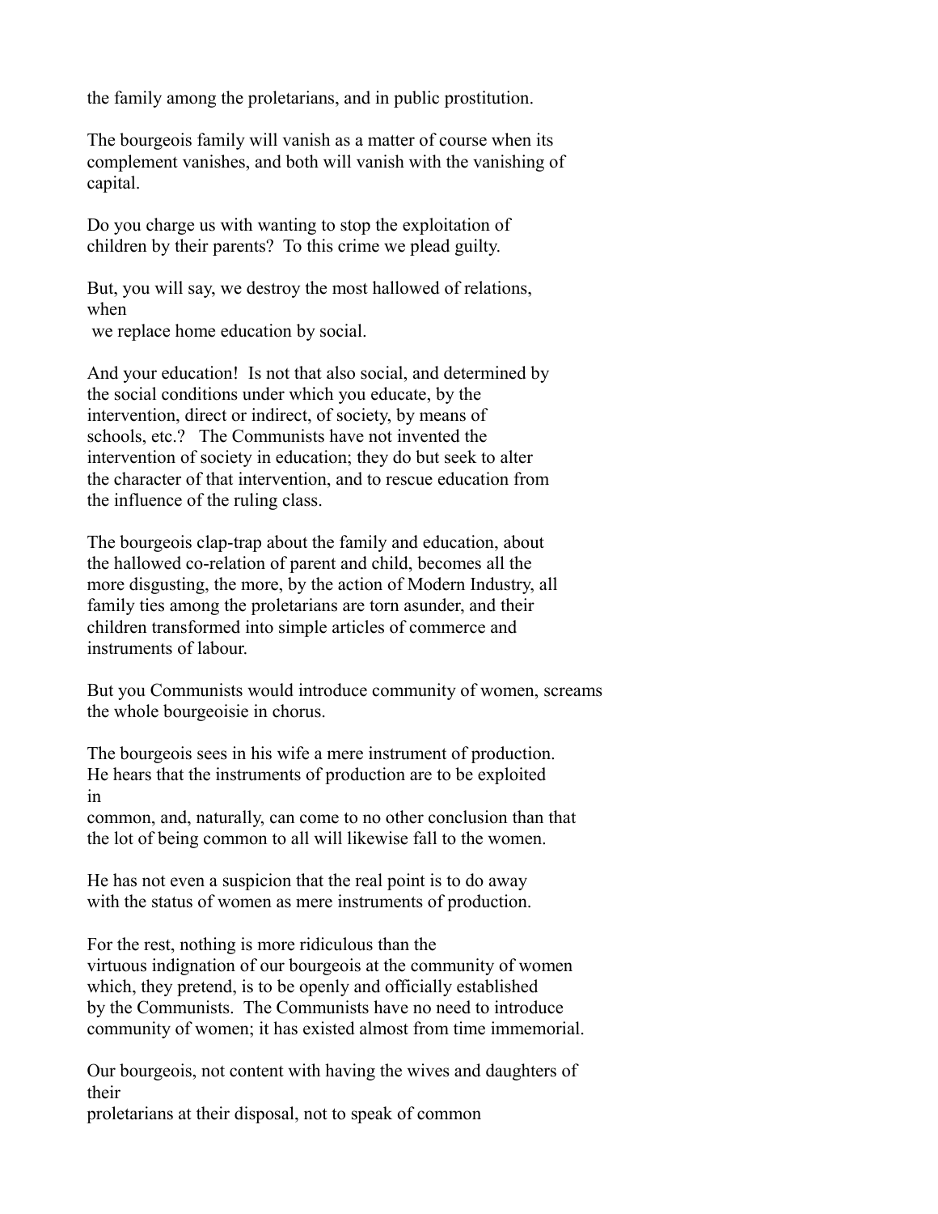the family among the proletarians, and in public prostitution.

The bourgeois family will vanish as a matter of course when its complement vanishes, and both will vanish with the vanishing of capital.

Do you charge us with wanting to stop the exploitation of children by their parents? To this crime we plead guilty.

But, you will say, we destroy the most hallowed of relations, when we replace home education by social.

And your education! Is not that also social, and determined by the social conditions under which you educate, by the intervention, direct or indirect, of society, by means of schools, etc.? The Communists have not invented the intervention of society in education; they do but seek to alter the character of that intervention, and to rescue education from the influence of the ruling class.

The bourgeois clap-trap about the family and education, about the hallowed co-relation of parent and child, becomes all the more disgusting, the more, by the action of Modern Industry, all family ties among the proletarians are torn asunder, and their children transformed into simple articles of commerce and instruments of labour.

But you Communists would introduce community of women, screams the whole bourgeoisie in chorus.

The bourgeois sees in his wife a mere instrument of production. He hears that the instruments of production are to be exploited in common, and, naturally, can come to no other conclusion than that the lot of being common to all will likewise fall to the women.

He has not even a suspicion that the real point is to do away with the status of women as mere instruments of production.

For the rest, nothing is more ridiculous than the virtuous indignation of our bourgeois at the community of women which, they pretend, is to be openly and officially established by the Communists. The Communists have no need to introduce community of women; it has existed almost from time immemorial.

Our bourgeois, not content with having the wives and daughters of their proletarians at their disposal, not to speak of common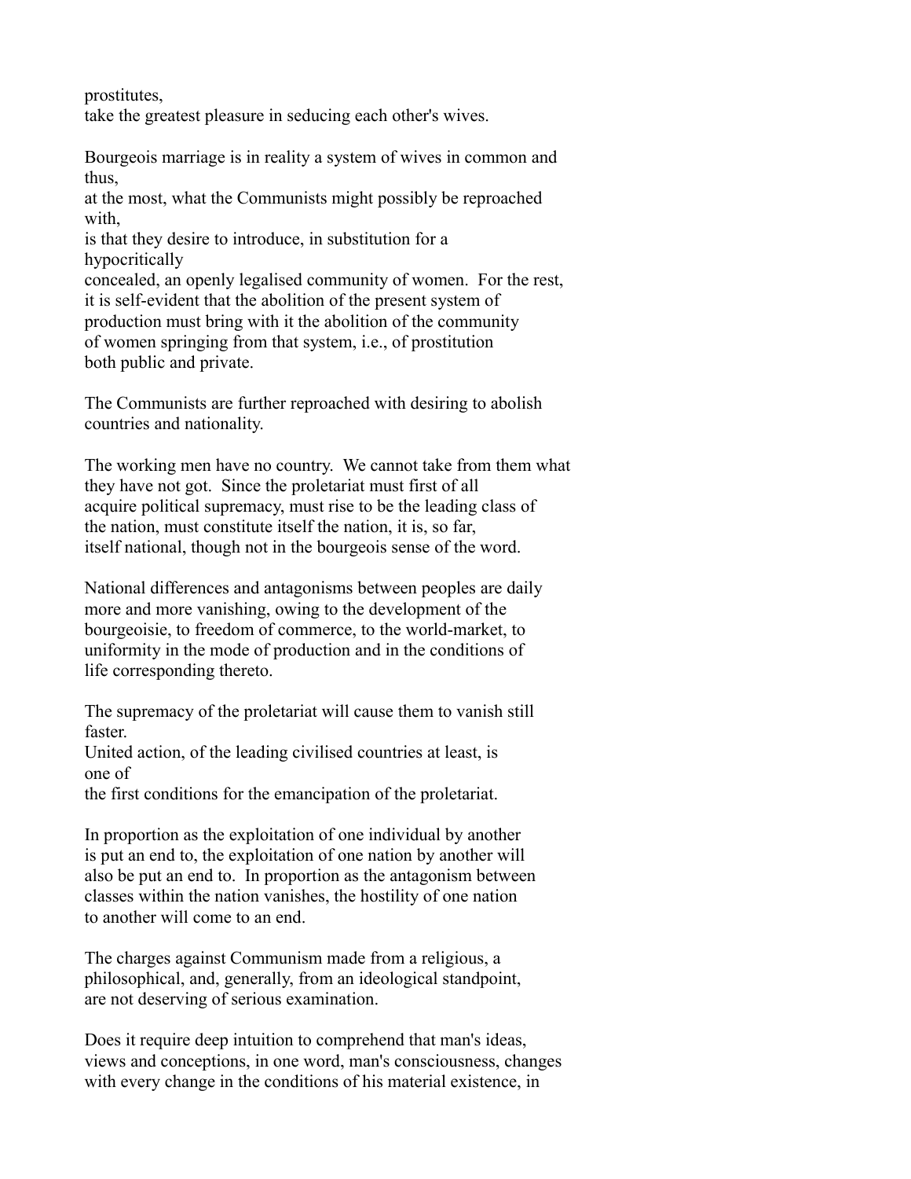prostitutes,
take the greatest pleasure in seducing each other's wives.

Bourgeois marriage is in reality a system of wives in common and thus,
at the most, what the Communists might possibly be reproached with,
is that they desire to introduce, in substitution for a hypocritically
concealed, an openly legalised community of women. For the rest,
it is self-evident that the abolition of the present system of
production must bring with it the abolition of the community
of women springing from that system, i.e., of prostitution
both public and private.

The Communists are further reproached with desiring to abolish
countries and nationality.

The working men have no country. We cannot take from them what
they have not got. Since the proletariat must first of all
acquire political supremacy, must rise to be the leading class of
the nation, must constitute itself the nation, it is, so far,
itself national, though not in the bourgeois sense of the word.

National differences and antagonisms between peoples are daily
more and more vanishing, owing to the development of the
bourgeoisie, to freedom of commerce, to the world-market, to
uniformity in the mode of production and in the conditions of
life corresponding thereto.

The supremacy of the proletariat will cause them to vanish still faster.
United action, of the leading civilised countries at least, is one of
the first conditions for the emancipation of the proletariat.

In proportion as the exploitation of one individual by another
is put an end to, the exploitation of one nation by another will
also be put an end to. In proportion as the antagonism between
classes within the nation vanishes, the hostility of one nation
to another will come to an end.

The charges against Communism made from a religious, a
philosophical, and, generally, from an ideological standpoint,
are not deserving of serious examination.

Does it require deep intuition to comprehend that man's ideas,
views and conceptions, in one word, man's consciousness, changes
with every change in the conditions of his material existence, in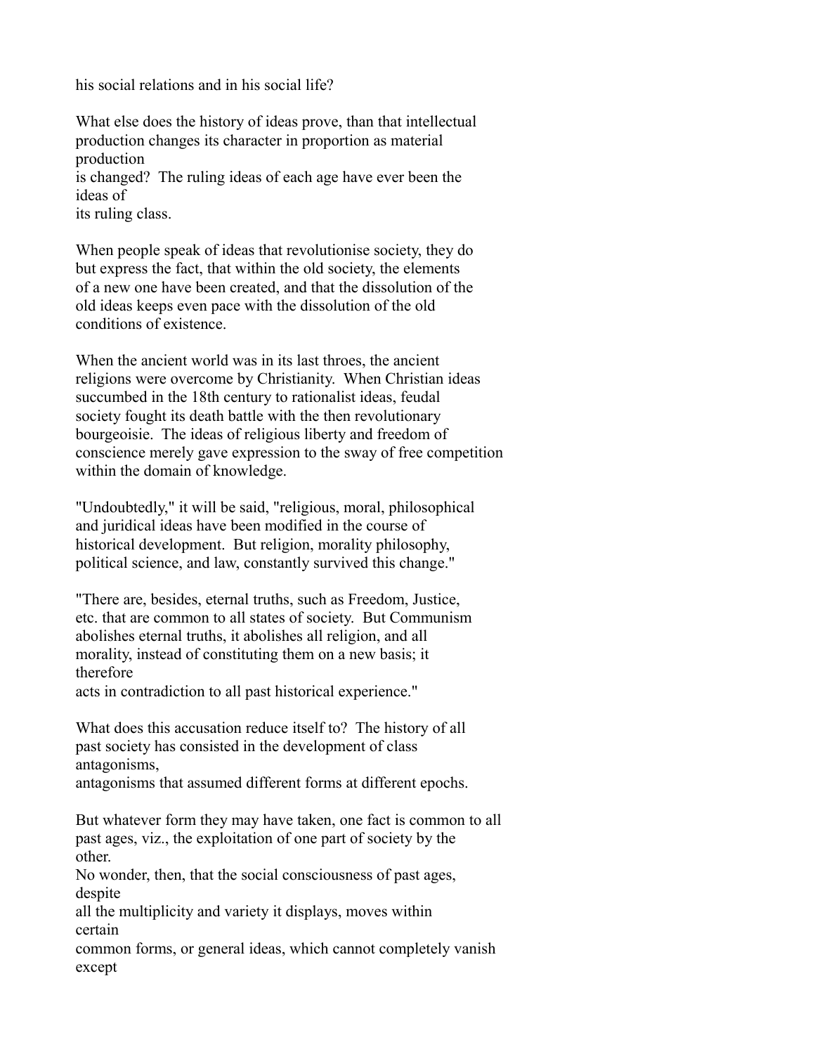his social relations and in his social life?

What else does the history of ideas prove, than that intellectual production changes its character in proportion as material production is changed? The ruling ideas of each age have ever been the ideas of its ruling class.

When people speak of ideas that revolutionise society, they do but express the fact, that within the old society, the elements of a new one have been created, and that the dissolution of the old ideas keeps even pace with the dissolution of the old conditions of existence.

When the ancient world was in its last throes, the ancient religions were overcome by Christianity. When Christian ideas succumbed in the 18th century to rationalist ideas, feudal society fought its death battle with the then revolutionary bourgeoisie. The ideas of religious liberty and freedom of conscience merely gave expression to the sway of free competition within the domain of knowledge.

"Undoubtedly," it will be said, "religious, moral, philosophical and juridical ideas have been modified in the course of historical development. But religion, morality philosophy, political science, and law, constantly survived this change."

"There are, besides, eternal truths, such as Freedom, Justice, etc. that are common to all states of society. But Communism abolishes eternal truths, it abolishes all religion, and all morality, instead of constituting them on a new basis; it therefore acts in contradiction to all past historical experience."

What does this accusation reduce itself to? The history of all past society has consisted in the development of class antagonisms, antagonisms that assumed different forms at different epochs.

But whatever form they may have taken, one fact is common to all past ages, viz., the exploitation of one part of society by the other. No wonder, then, that the social consciousness of past ages, despite all the multiplicity and variety it displays, moves within certain common forms, or general ideas, which cannot completely vanish except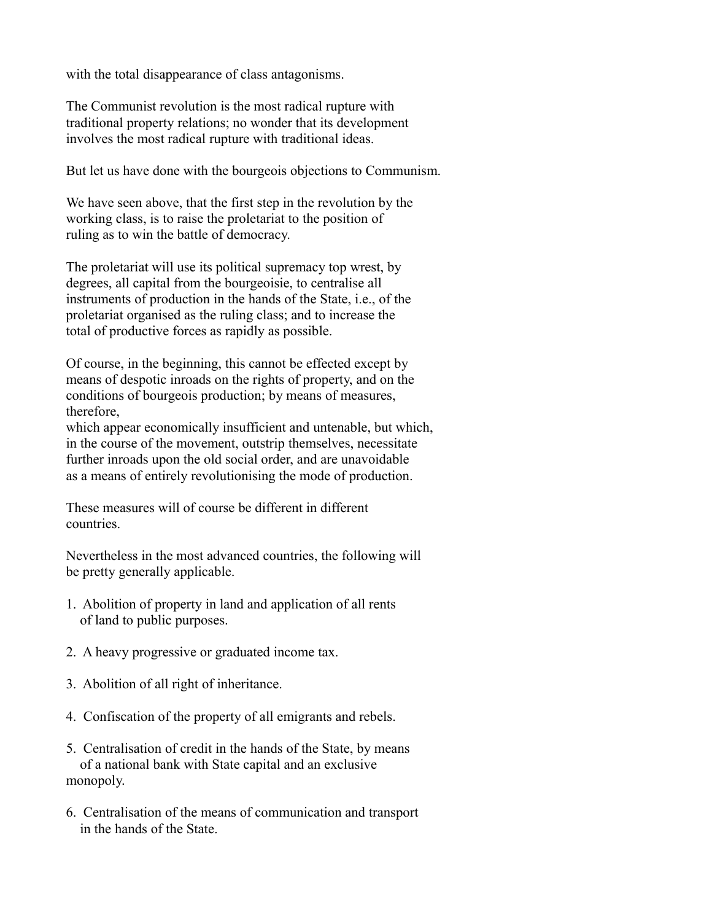with the total disappearance of class antagonisms.

The Communist revolution is the most radical rupture with traditional property relations; no wonder that its development involves the most radical rupture with traditional ideas.

But let us have done with the bourgeois objections to Communism.

We have seen above, that the first step in the revolution by the working class, is to raise the proletariat to the position of ruling as to win the battle of democracy.

The proletariat will use its political supremacy top wrest, by degrees, all capital from the bourgeoisie, to centralise all instruments of production in the hands of the State, i.e., of the proletariat organised as the ruling class; and to increase the total of productive forces as rapidly as possible.

Of course, in the beginning, this cannot be effected except by means of despotic inroads on the rights of property, and on the conditions of bourgeois production; by means of measures, therefore,
which appear economically insufficient and untenable, but which, in the course of the movement, outstrip themselves, necessitate further inroads upon the old social order, and are unavoidable as a means of entirely revolutionising the mode of production.

These measures will of course be different in different countries.

Nevertheless in the most advanced countries, the following will be pretty generally applicable.

1. Abolition of property in land and application of all rents of land to public purposes.

2. A heavy progressive or graduated income tax.

3. Abolition of all right of inheritance.

4. Confiscation of the property of all emigrants and rebels.

5. Centralisation of credit in the hands of the State, by means of a national bank with State capital and an exclusive monopoly.

6. Centralisation of the means of communication and transport in the hands of the State.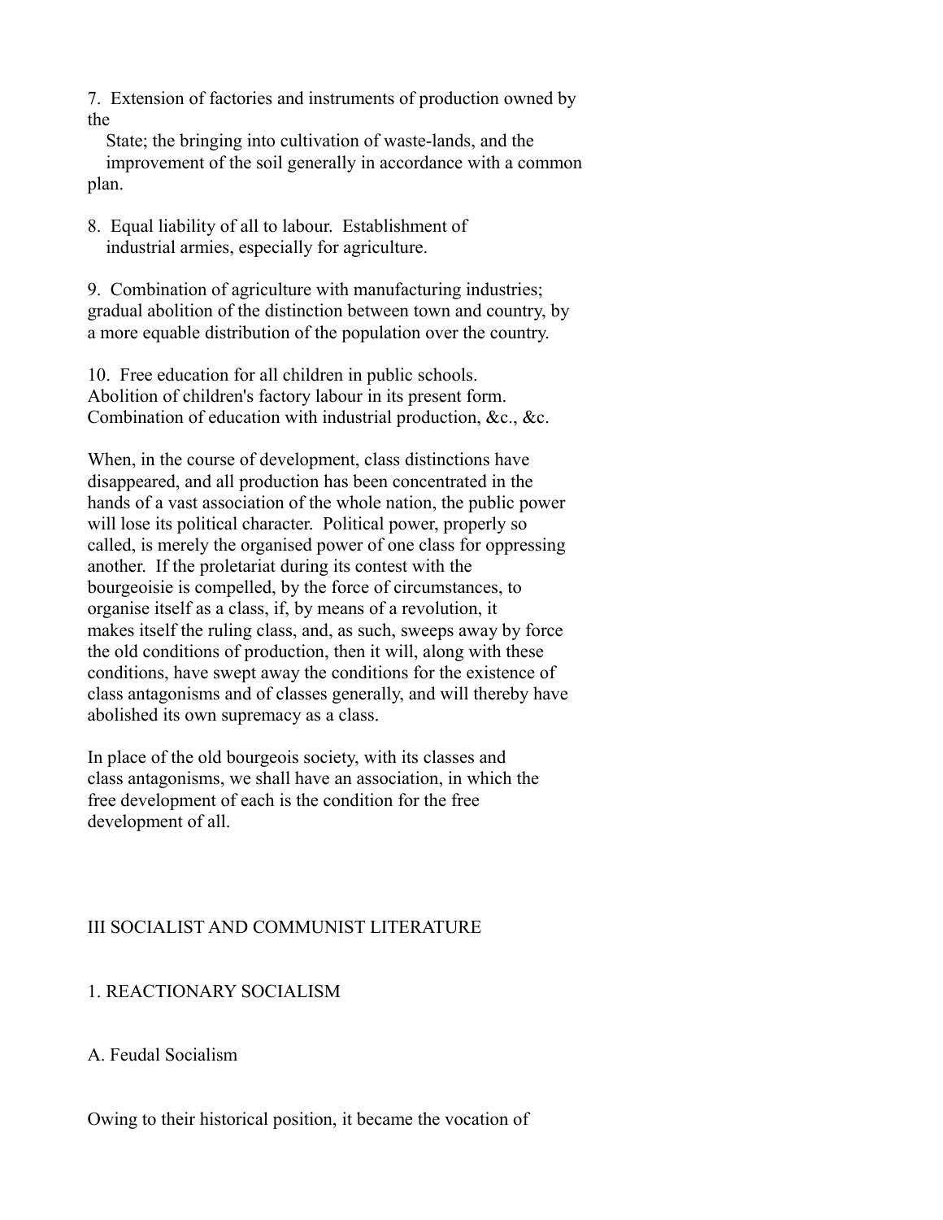7. Extension of factories and instruments of production owned by the State; the bringing into cultivation of waste-lands, and the improvement of the soil generally in accordance with a common plan.

8. Equal liability of all to labour. Establishment of industrial armies, especially for agriculture.

9. Combination of agriculture with manufacturing industries; gradual abolition of the distinction between town and country, by a more equable distribution of the population over the country.

10. Free education for all children in public schools. Abolition of children's factory labour in its present form. Combination of education with industrial production, &c., &c.

When, in the course of development, class distinctions have disappeared, and all production has been concentrated in the hands of a vast association of the whole nation, the public power will lose its political character. Political power, properly so called, is merely the organised power of one class for oppressing another. If the proletariat during its contest with the bourgeoisie is compelled, by the force of circumstances, to organise itself as a class, if, by means of a revolution, it makes itself the ruling class, and, as such, sweeps away by force the old conditions of production, then it will, along with these conditions, have swept away the conditions for the existence of class antagonisms and of classes generally, and will thereby have abolished its own supremacy as a class.

In place of the old bourgeois society, with its classes and class antagonisms, we shall have an association, in which the free development of each is the condition for the free development of all.

# III SOCIALIST AND COMMUNIST LITERATURE

## 1. REACTIONARY SOCIALISM

### A. Feudal Socialism

Owing to their historical position, it became the vocation of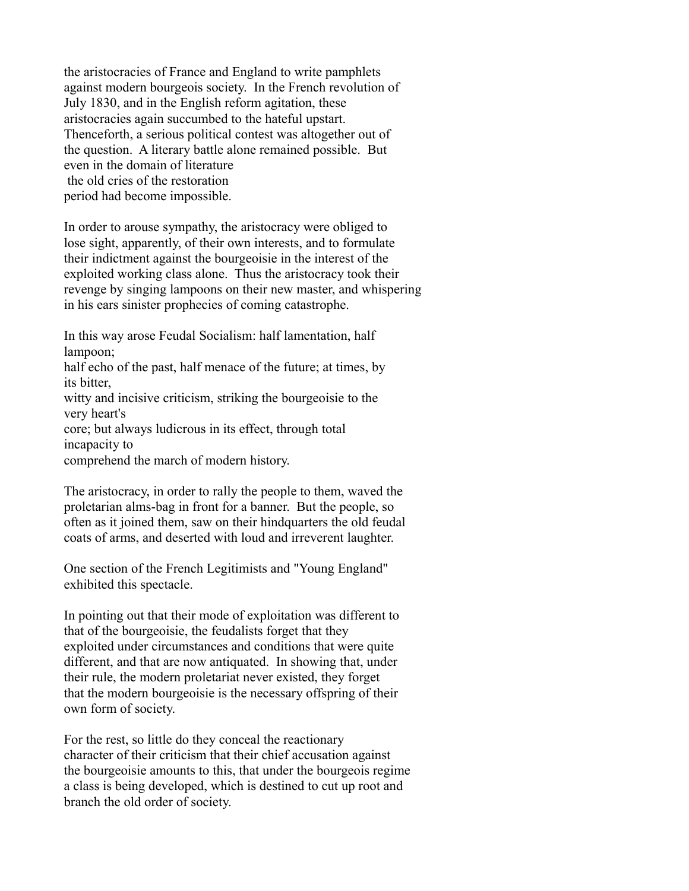the aristocracies of France and England to write pamphlets against modern bourgeois society. In the French revolution of July 1830, and in the English reform agitation, these aristocracies again succumbed to the hateful upstart. Thenceforth, a serious political contest was altogether out of the question. A literary battle alone remained possible. But even in the domain of literature the old cries of the restoration period had become impossible.

In order to arouse sympathy, the aristocracy were obliged to lose sight, apparently, of their own interests, and to formulate their indictment against the bourgeoisie in the interest of the exploited working class alone. Thus the aristocracy took their revenge by singing lampoons on their new master, and whispering in his ears sinister prophecies of coming catastrophe.

In this way arose Feudal Socialism: half lamentation, half lampoon; half echo of the past, half menace of the future; at times, by its bitter, witty and incisive criticism, striking the bourgeoisie to the very heart's core; but always ludicrous in its effect, through total incapacity to comprehend the march of modern history.

The aristocracy, in order to rally the people to them, waved the proletarian alms-bag in front for a banner. But the people, so often as it joined them, saw on their hindquarters the old feudal coats of arms, and deserted with loud and irreverent laughter.

One section of the French Legitimists and "Young England" exhibited this spectacle.

In pointing out that their mode of exploitation was different to that of the bourgeoisie, the feudalists forget that they exploited under circumstances and conditions that were quite different, and that are now antiquated. In showing that, under their rule, the modern proletariat never existed, they forget that the modern bourgeoisie is the necessary offspring of their own form of society.

For the rest, so little do they conceal the reactionary character of their criticism that their chief accusation against the bourgeoisie amounts to this, that under the bourgeois regime a class is being developed, which is destined to cut up root and branch the old order of society.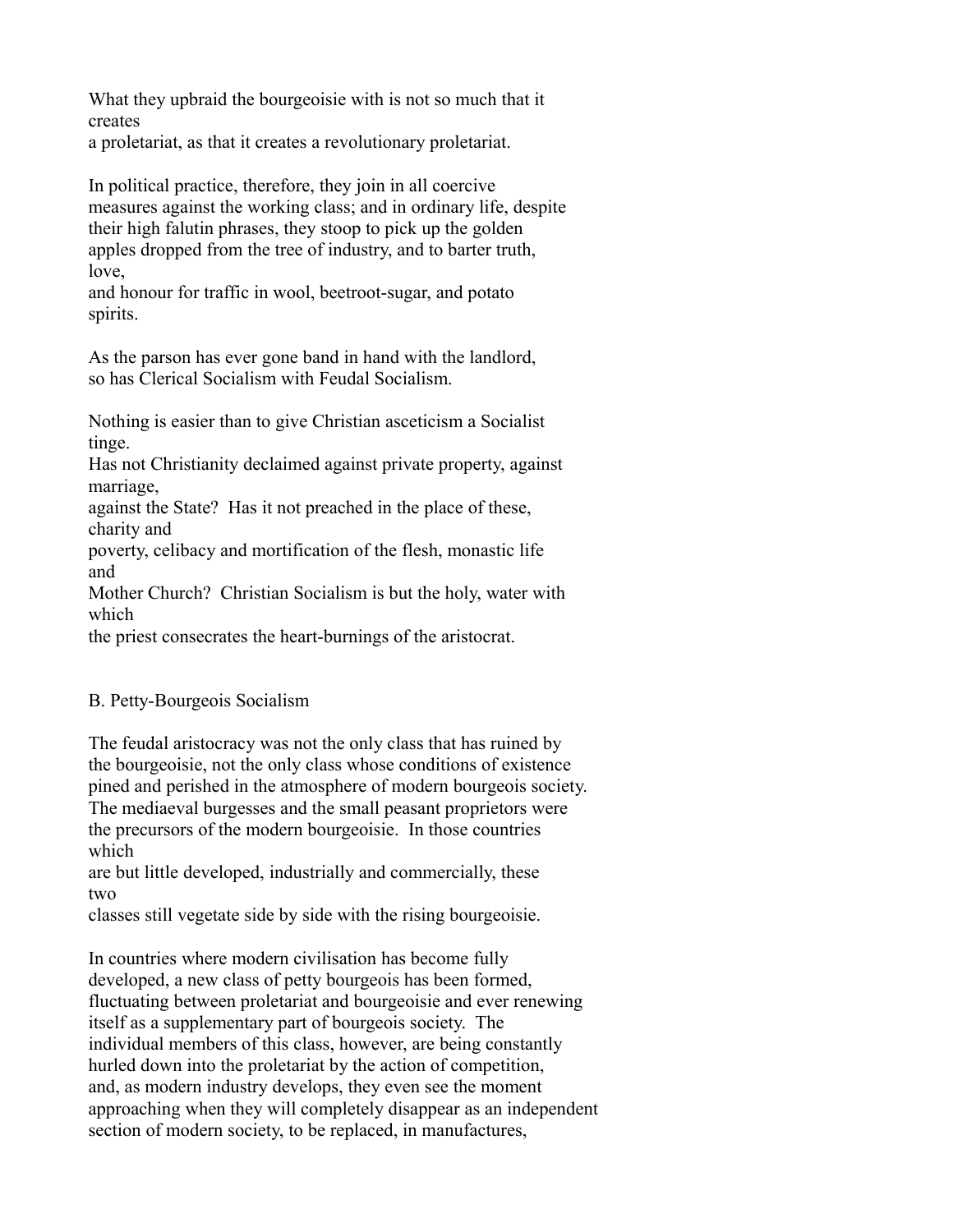What they upbraid the bourgeoisie with is not so much that it creates a proletariat, as that it creates a revolutionary proletariat.

In political practice, therefore, they join in all coercive measures against the working class; and in ordinary life, despite their high falutin phrases, they stoop to pick up the golden apples dropped from the tree of industry, and to barter truth, love, and honour for traffic in wool, beetroot-sugar, and potato spirits.

As the parson has ever gone band in hand with the landlord, so has Clerical Socialism with Feudal Socialism.

Nothing is easier than to give Christian asceticism a Socialist tinge. Has not Christianity declaimed against private property, against marriage, against the State? Has it not preached in the place of these, charity and poverty, celibacy and mortification of the flesh, monastic life and Mother Church? Christian Socialism is but the holy, water with which the priest consecrates the heart-burnings of the aristocrat.

B. Petty-Bourgeois Socialism

The feudal aristocracy was not the only class that has ruined by the bourgeoisie, not the only class whose conditions of existence pined and perished in the atmosphere of modern bourgeois society. The mediaeval burgesses and the small peasant proprietors were the precursors of the modern bourgeoisie. In those countries which are but little developed, industrially and commercially, these two classes still vegetate side by side with the rising bourgeoisie.

In countries where modern civilisation has become fully developed, a new class of petty bourgeois has been formed, fluctuating between proletariat and bourgeoisie and ever renewing itself as a supplementary part of bourgeois society. The individual members of this class, however, are being constantly hurled down into the proletariat by the action of competition, and, as modern industry develops, they even see the moment approaching when they will completely disappear as an independent section of modern society, to be replaced, in manufactures,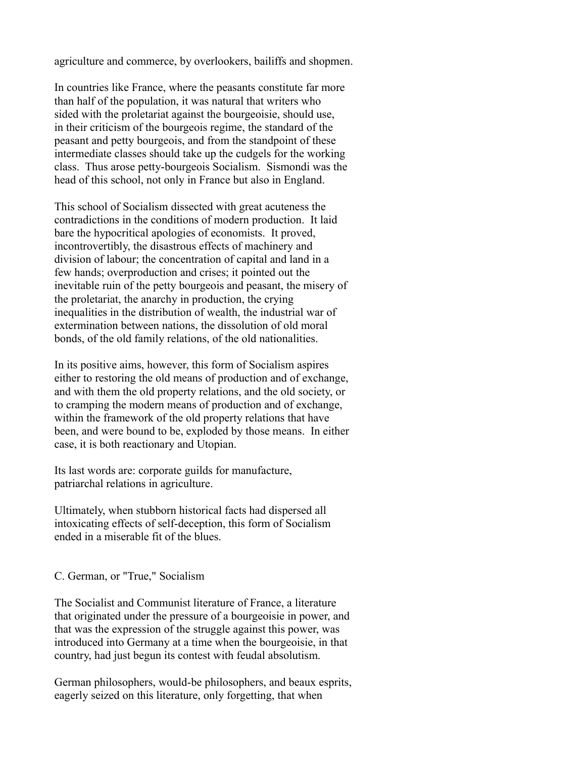agriculture and commerce, by overlookers, bailiffs and shopmen.

In countries like France, where the peasants constitute far more than half of the population, it was natural that writers who sided with the proletariat against the bourgeoisie, should use, in their criticism of the bourgeois regime, the standard of the peasant and petty bourgeois, and from the standpoint of these intermediate classes should take up the cudgels for the working class. Thus arose petty-bourgeois Socialism. Sismondi was the head of this school, not only in France but also in England.

This school of Socialism dissected with great acuteness the contradictions in the conditions of modern production. It laid bare the hypocritical apologies of economists. It proved, incontrovertibly, the disastrous effects of machinery and division of labour; the concentration of capital and land in a few hands; overproduction and crises; it pointed out the inevitable ruin of the petty bourgeois and peasant, the misery of the proletariat, the anarchy in production, the crying inequalities in the distribution of wealth, the industrial war of extermination between nations, the dissolution of old moral bonds, of the old family relations, of the old nationalities.

In its positive aims, however, this form of Socialism aspires either to restoring the old means of production and of exchange, and with them the old property relations, and the old society, or to cramping the modern means of production and of exchange, within the framework of the old property relations that have been, and were bound to be, exploded by those means. In either case, it is both reactionary and Utopian.

Its last words are: corporate guilds for manufacture, patriarchal relations in agriculture.

Ultimately, when stubborn historical facts had dispersed all intoxicating effects of self-deception, this form of Socialism ended in a miserable fit of the blues.

### C. German, or "True," Socialism

The Socialist and Communist literature of France, a literature that originated under the pressure of a bourgeoisie in power, and that was the expression of the struggle against this power, was introduced into Germany at a time when the bourgeoisie, in that country, had just begun its contest with feudal absolutism.

German philosophers, would-be philosophers, and beaux esprits, eagerly seized on this literature, only forgetting, that when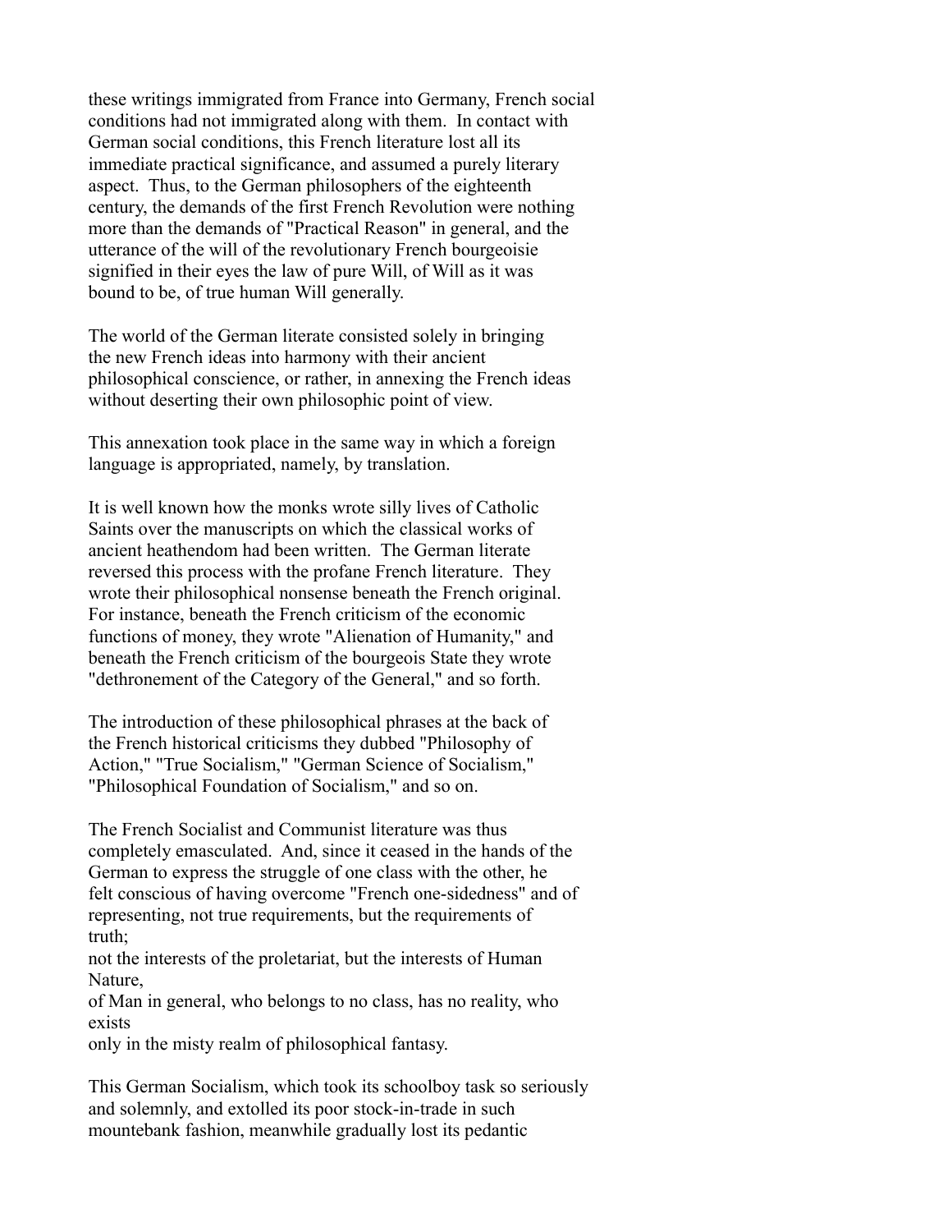these writings immigrated from France into Germany, French social conditions had not immigrated along with them. In contact with German social conditions, this French literature lost all its immediate practical significance, and assumed a purely literary aspect. Thus, to the German philosophers of the eighteenth century, the demands of the first French Revolution were nothing more than the demands of "Practical Reason" in general, and the utterance of the will of the revolutionary French bourgeoisie signified in their eyes the law of pure Will, of Will as it was bound to be, of true human Will generally.

The world of the German literate consisted solely in bringing the new French ideas into harmony with their ancient philosophical conscience, or rather, in annexing the French ideas without deserting their own philosophic point of view.

This annexation took place in the same way in which a foreign language is appropriated, namely, by translation.

It is well known how the monks wrote silly lives of Catholic Saints over the manuscripts on which the classical works of ancient heathendom had been written. The German literate reversed this process with the profane French literature. They wrote their philosophical nonsense beneath the French original. For instance, beneath the French criticism of the economic functions of money, they wrote "Alienation of Humanity," and beneath the French criticism of the bourgeois State they wrote "dethronement of the Category of the General," and so forth.

The introduction of these philosophical phrases at the back of the French historical criticisms they dubbed "Philosophy of Action," "True Socialism," "German Science of Socialism," "Philosophical Foundation of Socialism," and so on.

The French Socialist and Communist literature was thus completely emasculated. And, since it ceased in the hands of the German to express the struggle of one class with the other, he felt conscious of having overcome "French one-sidedness" and of representing, not true requirements, but the requirements of truth;
not the interests of the proletariat, but the interests of Human Nature,
of Man in general, who belongs to no class, has no reality, who exists
only in the misty realm of philosophical fantasy.

This German Socialism, which took its schoolboy task so seriously and solemnly, and extolled its poor stock-in-trade in such mountebank fashion, meanwhile gradually lost its pedantic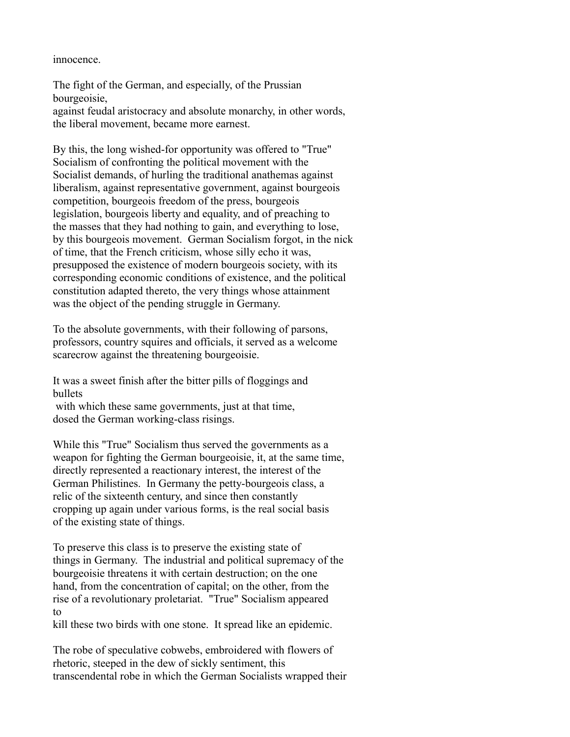innocence.

The fight of the German, and especially, of the Prussian bourgeoisie, against feudal aristocracy and absolute monarchy, in other words, the liberal movement, became more earnest.

By this, the long wished-for opportunity was offered to "True" Socialism of confronting the political movement with the Socialist demands, of hurling the traditional anathemas against liberalism, against representative government, against bourgeois competition, bourgeois freedom of the press, bourgeois legislation, bourgeois liberty and equality, and of preaching to the masses that they had nothing to gain, and everything to lose, by this bourgeois movement. German Socialism forgot, in the nick of time, that the French criticism, whose silly echo it was, presupposed the existence of modern bourgeois society, with its corresponding economic conditions of existence, and the political constitution adapted thereto, the very things whose attainment was the object of the pending struggle in Germany.

To the absolute governments, with their following of parsons, professors, country squires and officials, it served as a welcome scarecrow against the threatening bourgeoisie.

It was a sweet finish after the bitter pills of floggings and bullets with which these same governments, just at that time, dosed the German working-class risings.

While this "True" Socialism thus served the governments as a weapon for fighting the German bourgeoisie, it, at the same time, directly represented a reactionary interest, the interest of the German Philistines. In Germany the petty-bourgeois class, a relic of the sixteenth century, and since then constantly cropping up again under various forms, is the real social basis of the existing state of things.

To preserve this class is to preserve the existing state of things in Germany. The industrial and political supremacy of the bourgeoisie threatens it with certain destruction; on the one hand, from the concentration of capital; on the other, from the rise of a revolutionary proletariat. "True" Socialism appeared to kill these two birds with one stone. It spread like an epidemic.

The robe of speculative cobwebs, embroidered with flowers of rhetoric, steeped in the dew of sickly sentiment, this transcendental robe in which the German Socialists wrapped their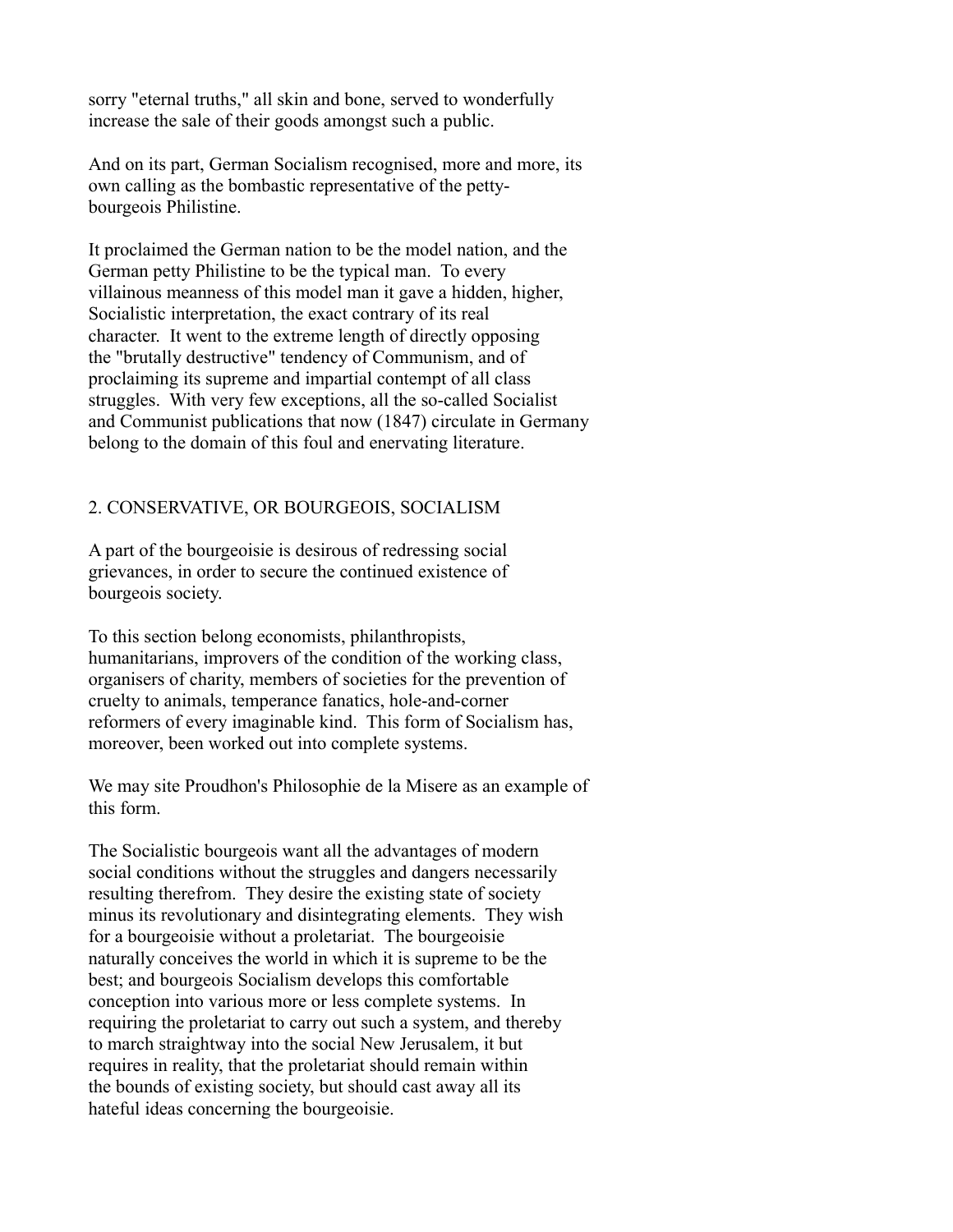sorry "eternal truths," all skin and bone, served to wonderfully increase the sale of their goods amongst such a public.

And on its part, German Socialism recognised, more and more, its own calling as the bombastic representative of the petty-bourgeois Philistine.

It proclaimed the German nation to be the model nation, and the German petty Philistine to be the typical man. To every villainous meanness of this model man it gave a hidden, higher, Socialistic interpretation, the exact contrary of its real character. It went to the extreme length of directly opposing the "brutally destructive" tendency of Communism, and of proclaiming its supreme and impartial contempt of all class struggles. With very few exceptions, all the so-called Socialist and Communist publications that now (1847) circulate in Germany belong to the domain of this foul and enervating literature.

## 2. CONSERVATIVE, OR BOURGEOIS, SOCIALISM

A part of the bourgeoisie is desirous of redressing social grievances, in order to secure the continued existence of bourgeois society.

To this section belong economists, philanthropists, humanitarians, improvers of the condition of the working class, organisers of charity, members of societies for the prevention of cruelty to animals, temperance fanatics, hole-and-corner reformers of every imaginable kind. This form of Socialism has, moreover, been worked out into complete systems.

We may site Proudhon's Philosophie de la Misere as an example of this form.

The Socialistic bourgeois want all the advantages of modern social conditions without the struggles and dangers necessarily resulting therefrom. They desire the existing state of society minus its revolutionary and disintegrating elements. They wish for a bourgeoisie without a proletariat. The bourgeoisie naturally conceives the world in which it is supreme to be the best; and bourgeois Socialism develops this comfortable conception into various more or less complete systems. In requiring the proletariat to carry out such a system, and thereby to march straightway into the social New Jerusalem, it but requires in reality, that the proletariat should remain within the bounds of existing society, but should cast away all its hateful ideas concerning the bourgeoisie.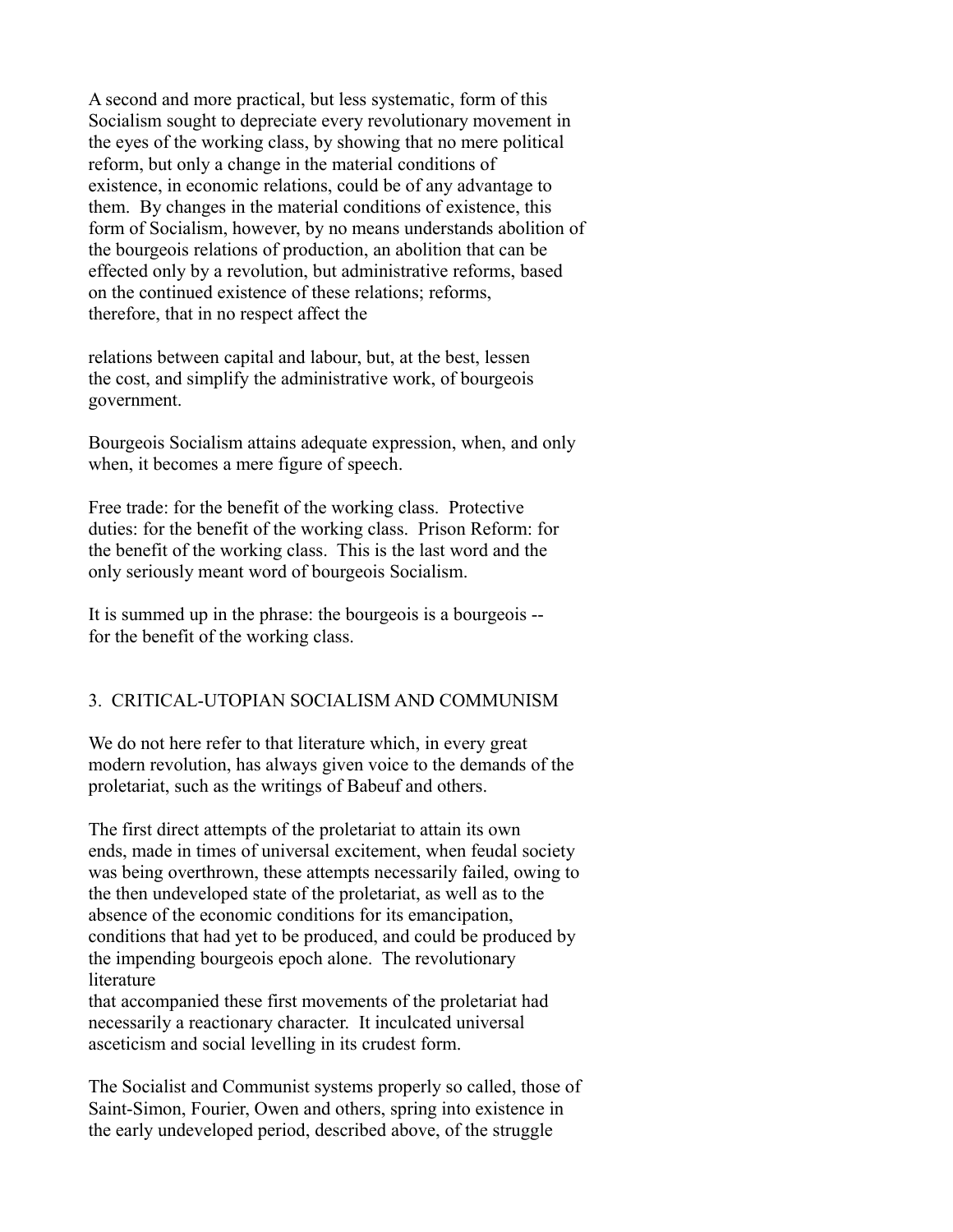A second and more practical, but less systematic, form of this Socialism sought to depreciate every revolutionary movement in the eyes of the working class, by showing that no mere political reform, but only a change in the material conditions of existence, in economic relations, could be of any advantage to them. By changes in the material conditions of existence, this form of Socialism, however, by no means understands abolition of the bourgeois relations of production, an abolition that can be effected only by a revolution, but administrative reforms, based on the continued existence of these relations; reforms, therefore, that in no respect affect the relations between capital and labour, but, at the best, lessen the cost, and simplify the administrative work, of bourgeois government.

Bourgeois Socialism attains adequate expression, when, and only when, it becomes a mere figure of speech.

Free trade: for the benefit of the working class. Protective duties: for the benefit of the working class. Prison Reform: for the benefit of the working class. This is the last word and the only seriously meant word of bourgeois Socialism.

It is summed up in the phrase: the bourgeois is a bourgeois -- for the benefit of the working class.

## 3. CRITICAL-UTOPIAN SOCIALISM AND COMMUNISM

We do not here refer to that literature which, in every great modern revolution, has always given voice to the demands of the proletariat, such as the writings of Babeuf and others.

The first direct attempts of the proletariat to attain its own ends, made in times of universal excitement, when feudal society was being overthrown, these attempts necessarily failed, owing to the then undeveloped state of the proletariat, as well as to the absence of the economic conditions for its emancipation, conditions that had yet to be produced, and could be produced by the impending bourgeois epoch alone. The revolutionary literature that accompanied these first movements of the proletariat had necessarily a reactionary character. It inculcated universal asceticism and social levelling in its crudest form.

The Socialist and Communist systems properly so called, those of Saint-Simon, Fourier, Owen and others, spring into existence in the early undeveloped period, described above, of the struggle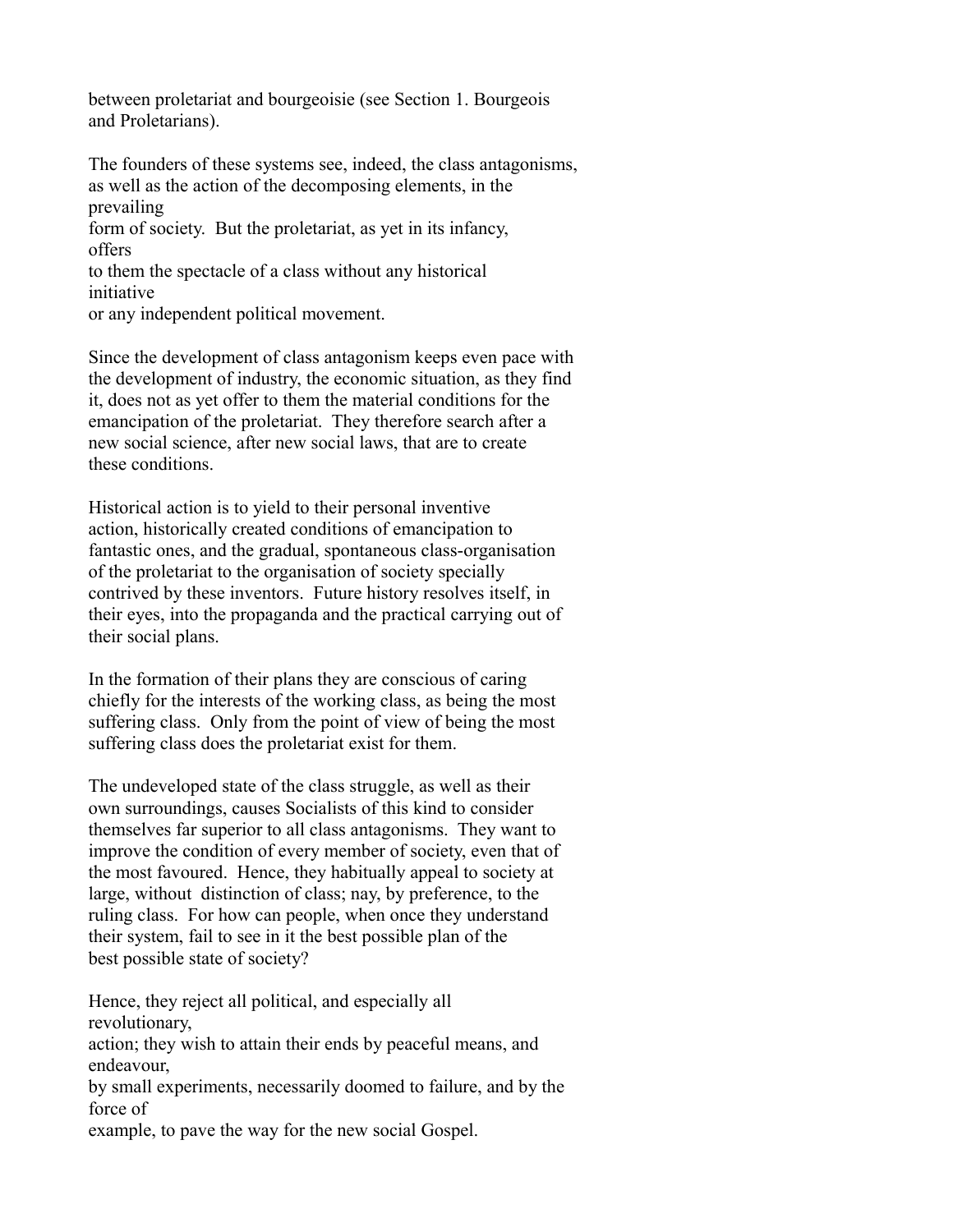between proletariat and bourgeoisie (see Section 1. Bourgeois and Proletarians).

The founders of these systems see, indeed, the class antagonisms, as well as the action of the decomposing elements, in the prevailing form of society. But the proletariat, as yet in its infancy, offers to them the spectacle of a class without any historical initiative or any independent political movement.

Since the development of class antagonism keeps even pace with the development of industry, the economic situation, as they find it, does not as yet offer to them the material conditions for the emancipation of the proletariat. They therefore search after a new social science, after new social laws, that are to create these conditions.

Historical action is to yield to their personal inventive action, historically created conditions of emancipation to fantastic ones, and the gradual, spontaneous class-organisation of the proletariat to the organisation of society specially contrived by these inventors. Future history resolves itself, in their eyes, into the propaganda and the practical carrying out of their social plans.

In the formation of their plans they are conscious of caring chiefly for the interests of the working class, as being the most suffering class. Only from the point of view of being the most suffering class does the proletariat exist for them.

The undeveloped state of the class struggle, as well as their own surroundings, causes Socialists of this kind to consider themselves far superior to all class antagonisms. They want to improve the condition of every member of society, even that of the most favoured. Hence, they habitually appeal to society at large, without distinction of class; nay, by preference, to the ruling class. For how can people, when once they understand their system, fail to see in it the best possible plan of the best possible state of society?

Hence, they reject all political, and especially all revolutionary, action; they wish to attain their ends by peaceful means, and endeavour, by small experiments, necessarily doomed to failure, and by the force of example, to pave the way for the new social Gospel.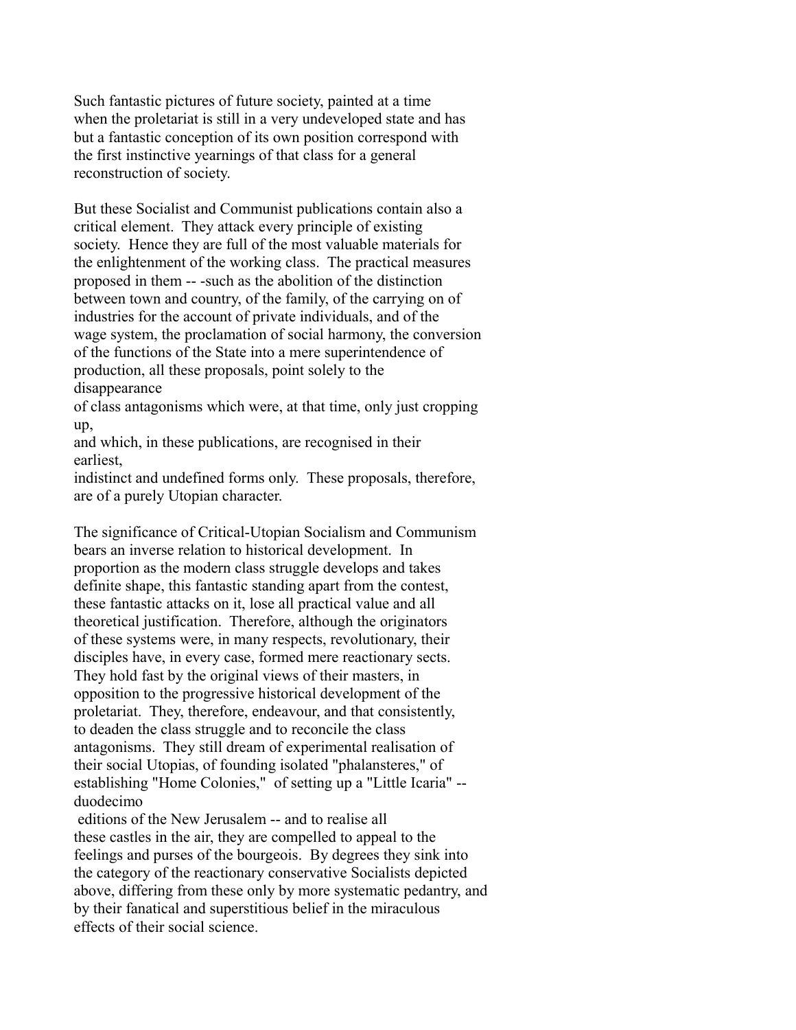Such fantastic pictures of future society, painted at a time when the proletariat is still in a very undeveloped state and has but a fantastic conception of its own position correspond with the first instinctive yearnings of that class for a general reconstruction of society.

But these Socialist and Communist publications contain also a critical element. They attack every principle of existing society. Hence they are full of the most valuable materials for the enlightenment of the working class. The practical measures proposed in them -- -such as the abolition of the distinction between town and country, of the family, of the carrying on of industries for the account of private individuals, and of the wage system, the proclamation of social harmony, the conversion of the functions of the State into a mere superintendence of production, all these proposals, point solely to the disappearance of class antagonisms which were, at that time, only just cropping up, and which, in these publications, are recognised in their earliest, indistinct and undefined forms only. These proposals, therefore, are of a purely Utopian character.

The significance of Critical-Utopian Socialism and Communism bears an inverse relation to historical development. In proportion as the modern class struggle develops and takes definite shape, this fantastic standing apart from the contest, these fantastic attacks on it, lose all practical value and all theoretical justification. Therefore, although the originators of these systems were, in many respects, revolutionary, their disciples have, in every case, formed mere reactionary sects. They hold fast by the original views of their masters, in opposition to the progressive historical development of the proletariat. They, therefore, endeavour, and that consistently, to deaden the class struggle and to reconcile the class antagonisms. They still dream of experimental realisation of their social Utopias, of founding isolated "phalansteres," of establishing "Home Colonies," of setting up a "Little Icaria" -- duodecimo editions of the New Jerusalem -- and to realise all these castles in the air, they are compelled to appeal to the feelings and purses of the bourgeois. By degrees they sink into the category of the reactionary conservative Socialists depicted above, differing from these only by more systematic pedantry, and by their fanatical and superstitious belief in the miraculous effects of their social science.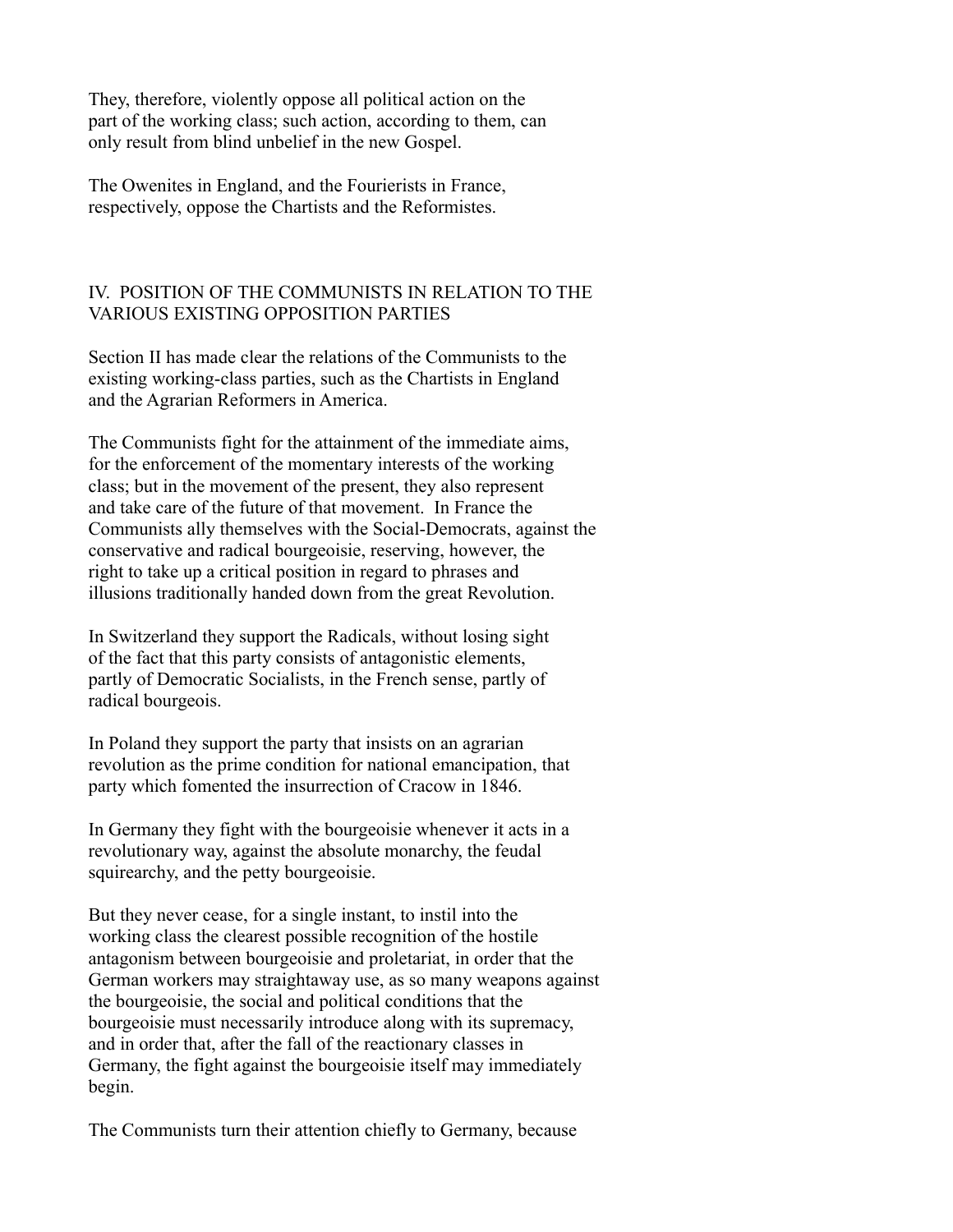They, therefore, violently oppose all political action on the part of the working class; such action, according to them, can only result from blind unbelief in the new Gospel.

The Owenites in England, and the Fourierists in France, respectively, oppose the Chartists and the Reformistes.

## IV. POSITION OF THE COMMUNISTS IN RELATION TO THE VARIOUS EXISTING OPPOSITION PARTIES

Section II has made clear the relations of the Communists to the existing working-class parties, such as the Chartists in England and the Agrarian Reformers in America.

The Communists fight for the attainment of the immediate aims, for the enforcement of the momentary interests of the working class; but in the movement of the present, they also represent and take care of the future of that movement. In France the Communists ally themselves with the Social-Democrats, against the conservative and radical bourgeoisie, reserving, however, the right to take up a critical position in regard to phrases and illusions traditionally handed down from the great Revolution.

In Switzerland they support the Radicals, without losing sight of the fact that this party consists of antagonistic elements, partly of Democratic Socialists, in the French sense, partly of radical bourgeois.

In Poland they support the party that insists on an agrarian revolution as the prime condition for national emancipation, that party which fomented the insurrection of Cracow in 1846.

In Germany they fight with the bourgeoisie whenever it acts in a revolutionary way, against the absolute monarchy, the feudal squirearchy, and the petty bourgeoisie.

But they never cease, for a single instant, to instil into the working class the clearest possible recognition of the hostile antagonism between bourgeoisie and proletariat, in order that the German workers may straightaway use, as so many weapons against the bourgeoisie, the social and political conditions that the bourgeoisie must necessarily introduce along with its supremacy, and in order that, after the fall of the reactionary classes in Germany, the fight against the bourgeoisie itself may immediately begin.

The Communists turn their attention chiefly to Germany, because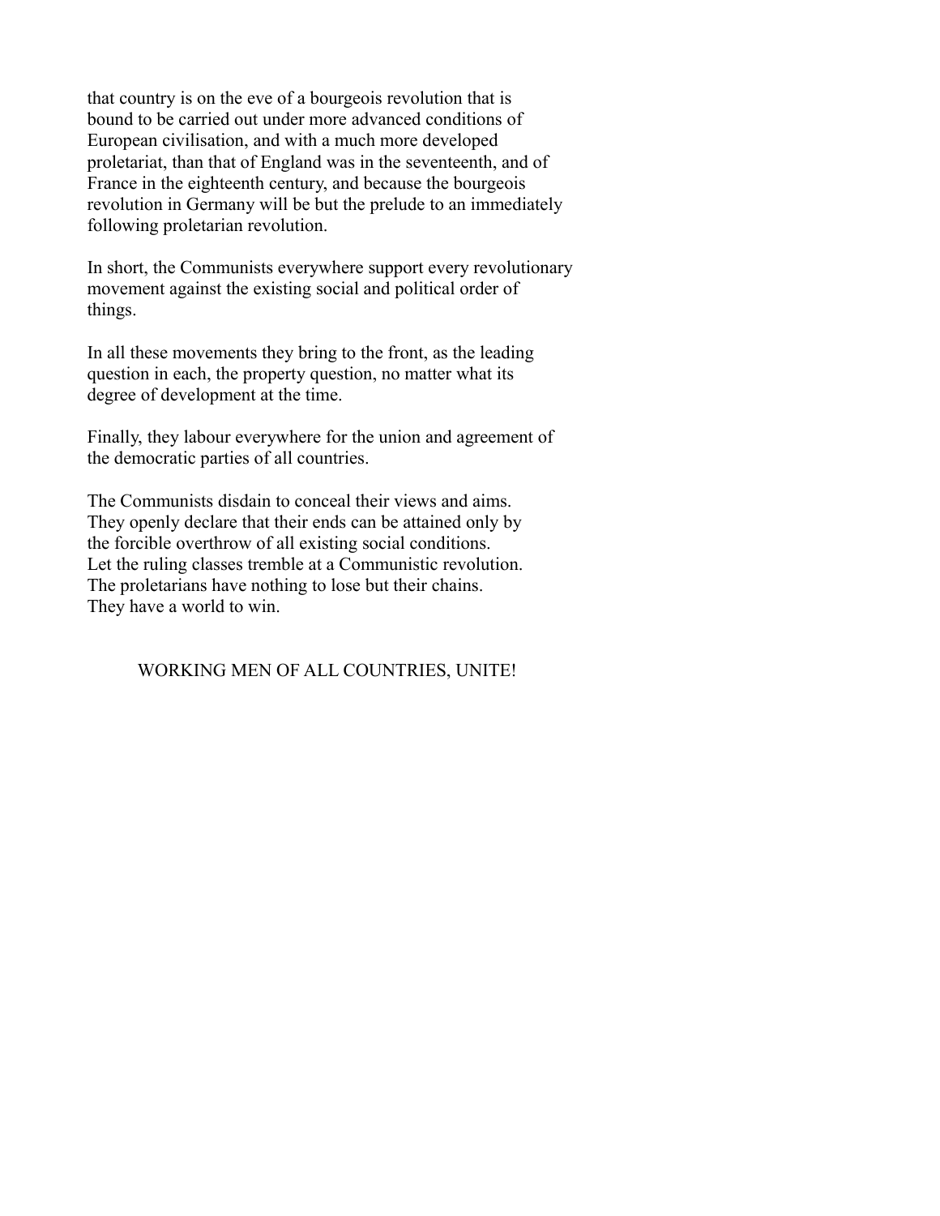that country is on the eve of a bourgeois revolution that is bound to be carried out under more advanced conditions of European civilisation, and with a much more developed proletariat, than that of England was in the seventeenth, and of France in the eighteenth century, and because the bourgeois revolution in Germany will be but the prelude to an immediately following proletarian revolution.

In short, the Communists everywhere support every revolutionary movement against the existing social and political order of things.

In all these movements they bring to the front, as the leading question in each, the property question, no matter what its degree of development at the time.

Finally, they labour everywhere for the union and agreement of the democratic parties of all countries.

The Communists disdain to conceal their views and aims. They openly declare that their ends can be attained only by the forcible overthrow of all existing social conditions. Let the ruling classes tremble at a Communistic revolution. The proletarians have nothing to lose but their chains. They have a world to win.

WORKING MEN OF ALL COUNTRIES, UNITE!